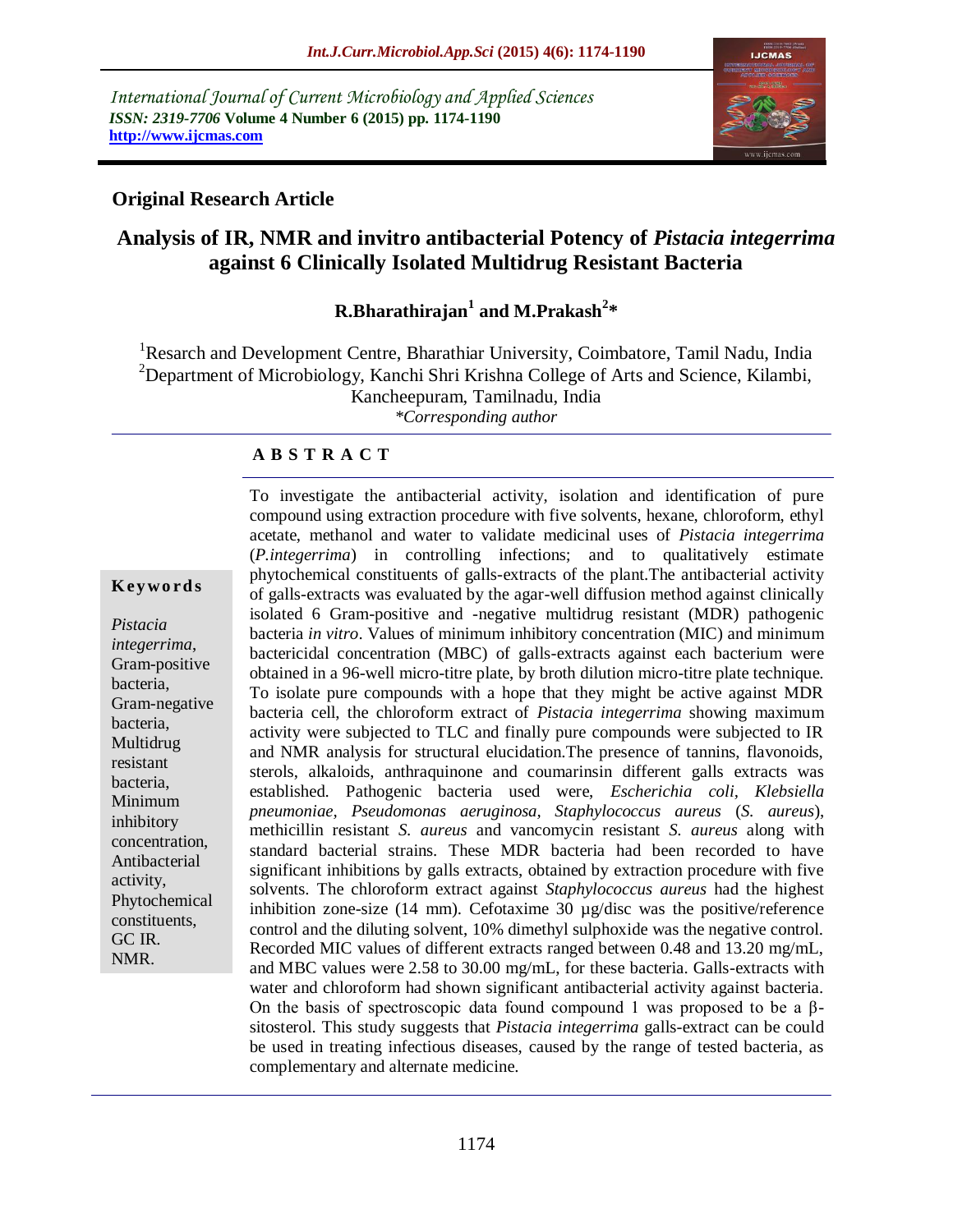International Journal of Current Microbiology and Applied Sciences
*ISSN: 2319-7706* **Volume 4 Number 6 (2015) pp. 1174-1190**
**http://www.ijcmas.com**

**Original Research Article**

# Analysis of IR, NMR and invitro antibacterial Potency of *Pistacia integerrima* against 6 Clinically Isolated Multidrug Resistant Bacteria

**R.Bharathirajan[1] and M.Prakash[2]***

[1]Resarch and Development Centre, Bharathiar University, Coimbatore, Tamil Nadu, India
[2]Department of Microbiology, Kanchi Shri Krishna College of Arts and Science, Kilambi, Kancheepuram, Tamilnadu, India
*\*Corresponding author*

**Keywords**

*Pistacia integerrima*, Gram-positive bacteria, Gram-negative bacteria, Multidrug resistant bacteria, Minimum inhibitory concentration, Antibacterial activity, Phytochemical constituents, GC IR. NMR.

**A B S T R A C T**

To investigate the antibacterial activity, isolation and identification of pure compound using extraction procedure with five solvents, hexane, chloroform, ethyl acetate, methanol and water to validate medicinal uses of *Pistacia integerrima* (*P.integerrima*) in controlling infections; and to qualitatively estimate phytochemical constituents of galls-extracts of the plant.The antibacterial activity of galls-extracts was evaluated by the agar-well diffusion method against clinically isolated 6 Gram-positive and -negative multidrug resistant (MDR) pathogenic bacteria *in vitro*. Values of minimum inhibitory concentration (MIC) and minimum bactericidal concentration (MBC) of galls-extracts against each bacterium were obtained in a 96-well micro-titre plate, by broth dilution micro-titre plate technique. To isolate pure compounds with a hope that they might be active against MDR bacteria cell, the chloroform extract of *Pistacia integerrima* showing maximum activity were subjected to TLC and finally pure compounds were subjected to IR and NMR analysis for structural elucidation.The presence of tannins, flavonoids, sterols, alkaloids, anthraquinone and coumarinsin different galls extracts was established. Pathogenic bacteria used were, *Escherichia coli*, *Klebsiella pneumoniae*, *Pseudomonas aeruginosa*, *Staphylococcus aureus* (*S. aureus*), methicillin resistant *S. aureus* and vancomycin resistant *S. aureus* along with standard bacterial strains. These MDR bacteria had been recorded to have significant inhibitions by galls extracts, obtained by extraction procedure with five solvents. The chloroform extract against *Staphylococcus aureus* had the highest inhibition zone-size (14 mm). Cefotaxime 30 µg/disc was the positive/reference control and the diluting solvent, 10% dimethyl sulphoxide was the negative control. Recorded MIC values of different extracts ranged between 0.48 and 13.20 mg/mL, and MBC values were 2.58 to 30.00 mg/mL, for these bacteria. Galls-extracts with water and chloroform had shown significant antibacterial activity against bacteria. On the basis of spectroscopic data found compound 1 was proposed to be a β-sitosterol. This study suggests that *Pistacia integerrima* galls-extract can be could be used in treating infectious diseases, caused by the range of tested bacteria, as complementary and alternate medicine.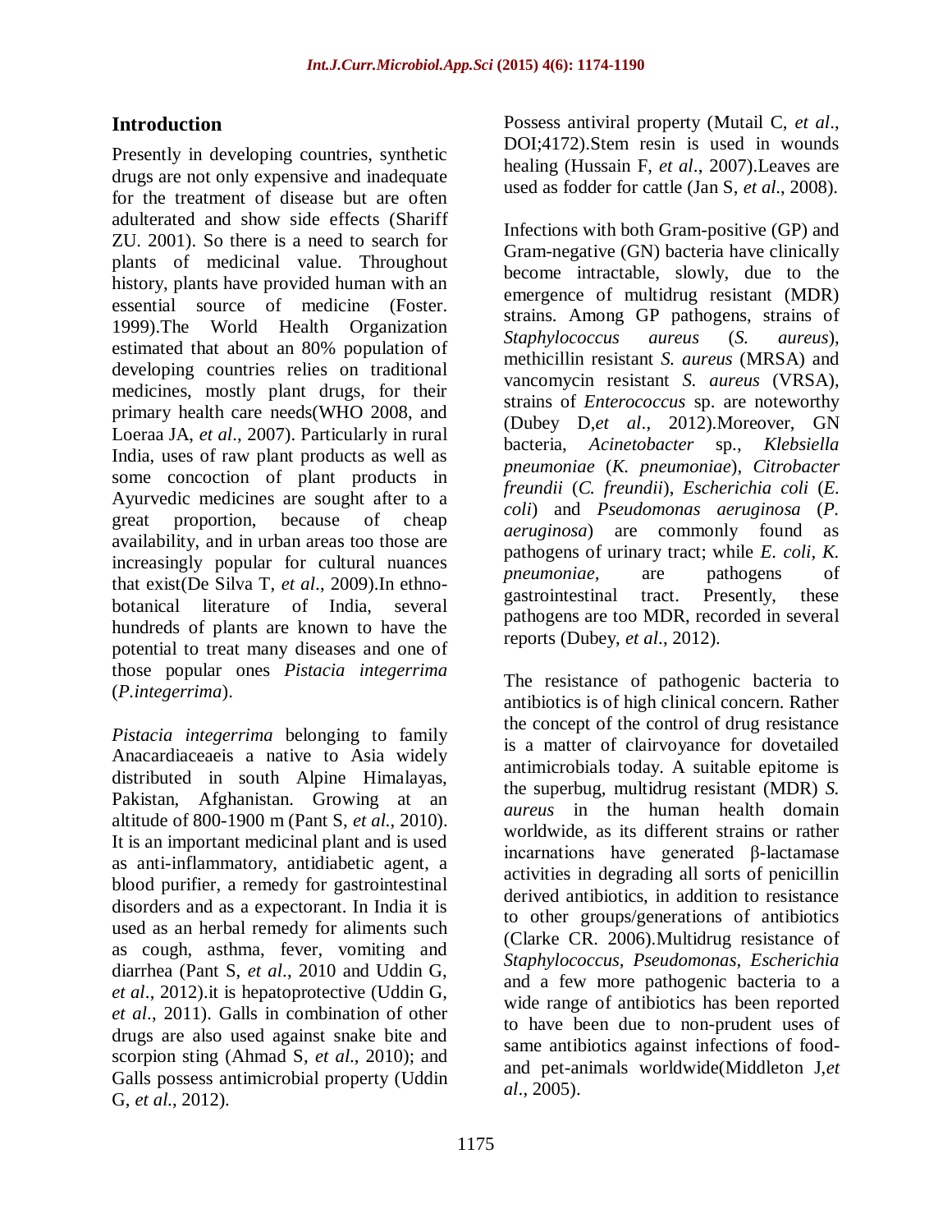## Introduction

Presently in developing countries, synthetic drugs are not only expensive and inadequate for the treatment of disease but are often adulterated and show side effects (Shariff ZU. 2001). So there is a need to search for plants of medicinal value. Throughout history, plants have provided human with an essential source of medicine (Foster. 1999).The World Health Organization estimated that about an 80% population of developing countries relies on traditional medicines, mostly plant drugs, for their primary health care needs(WHO 2008, and Loeraa JA, *et al*., 2007). Particularly in rural India, uses of raw plant products as well as some concoction of plant products in Ayurvedic medicines are sought after to a great proportion, because of cheap availability, and in urban areas too those are increasingly popular for cultural nuances that exist(De Silva T, *et al*., 2009).In ethno-botanical literature of India, several hundreds of plants are known to have the potential to treat many diseases and one of those popular ones *Pistacia integerrima* (*P.integerrima*).

*Pistacia integerrima* belonging to family Anacardiaceaeis a native to Asia widely distributed in south Alpine Himalayas, Pakistan, Afghanistan. Growing at an altitude of 800-1900 m (Pant S, *et al*., 2010). It is an important medicinal plant and is used as anti-inflammatory, antidiabetic agent, a blood purifier, a remedy for gastrointestinal disorders and as a expectorant. In India it is used as an herbal remedy for aliments such as cough, asthma, fever, vomiting and diarrhea (Pant S, *et al*., 2010 and Uddin G, *et al*., 2012).it is hepatoprotective (Uddin G, *et al*., 2011). Galls in combination of other drugs are also used against snake bite and scorpion sting (Ahmad S, *et al*., 2010); and Galls possess antimicrobial property (Uddin G, *et al*., 2012). Possess antiviral property (Mutail C, *et al*., DOI;4172).Stem resin is used in wounds healing (Hussain F, *et al*., 2007).Leaves are used as fodder for cattle (Jan S, *et al*., 2008).

Infections with both Gram-positive (GP) and Gram-negative (GN) bacteria have clinically become intractable, slowly, due to the emergence of multidrug resistant (MDR) strains. Among GP pathogens, strains of *Staphylococcus aureus* (*S. aureus*), methicillin resistant *S. aureus* (MRSA) and vancomycin resistant *S. aureus* (VRSA), strains of *Enterococcus* sp. are noteworthy (Dubey D,*et al*., 2012).Moreover, GN bacteria, *Acinetobacter* sp., *Klebsiella pneumoniae* (*K. pneumoniae*), *Citrobacter freundii* (*C. freundii*), *Escherichia coli* (*E. coli*) and *Pseudomonas aeruginosa* (*P. aeruginosa*) are commonly found as pathogens of urinary tract; while *E. coli*, *K. pneumoniae,* are pathogens of gastrointestinal tract. Presently, these pathogens are too MDR, recorded in several reports (Dubey, *et al*., 2012).

The resistance of pathogenic bacteria to antibiotics is of high clinical concern. Rather the concept of the control of drug resistance is a matter of clairvoyance for dovetailed antimicrobials today. A suitable epitome is the superbug, multidrug resistant (MDR) *S. aureus* in the human health domain worldwide, as its different strains or rather incarnations have generated β-lactamase activities in degrading all sorts of penicillin derived antibiotics, in addition to resistance to other groups/generations of antibiotics (Clarke CR. 2006).Multidrug resistance of *Staphylococcus*, *Pseudomonas*, *Escherichia* and a few more pathogenic bacteria to a wide range of antibiotics has been reported to have been due to non-prudent uses of same antibiotics against infections of food- and pet-animals worldwide(Middleton J,*et al*., 2005).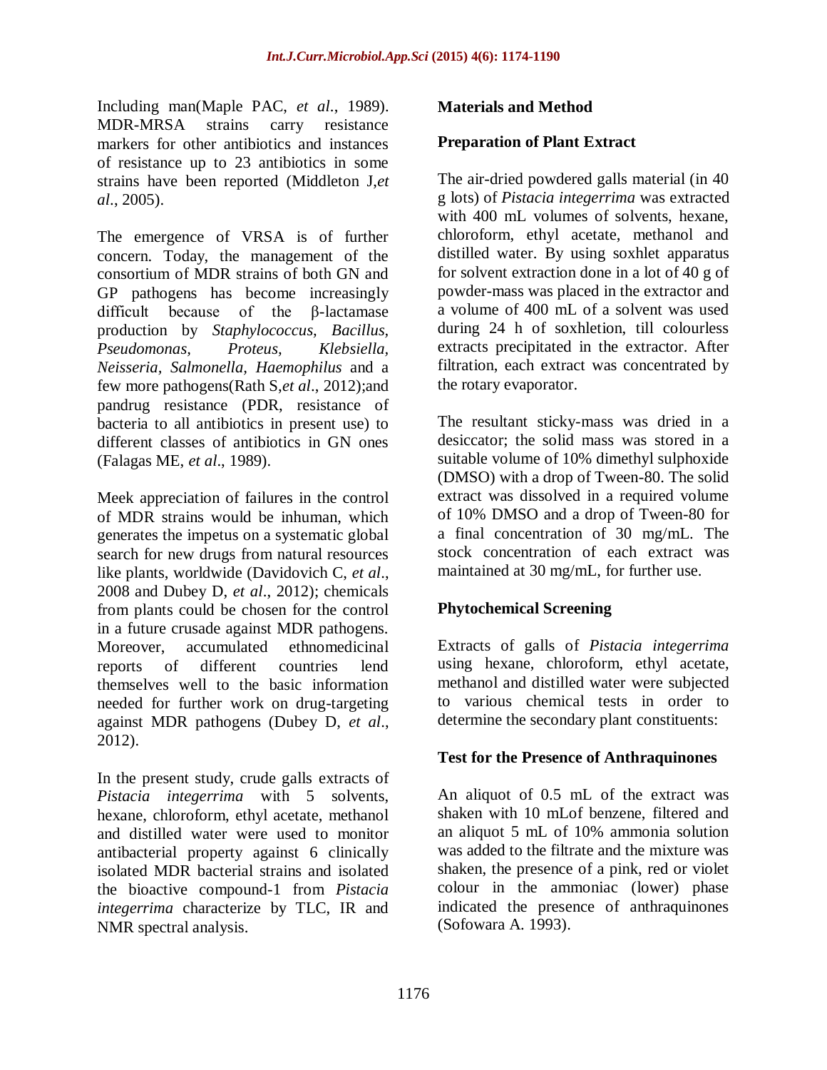Including man(Maple PAC, *et al*., 1989). MDR-MRSA strains carry resistance markers for other antibiotics and instances of resistance up to 23 antibiotics in some strains have been reported (Middleton J,*et al*., 2005).

The emergence of VRSA is of further concern. Today, the management of the consortium of MDR strains of both GN and GP pathogens has become increasingly difficult because of the β-lactamase production by *Staphylococcus, Bacillus, Pseudomonas, Proteus, Klebsiella, Neisseria, Salmonella, Haemophilus* and a few more pathogens(Rath S,*et al*., 2012);and pandrug resistance (PDR, resistance of bacteria to all antibiotics in present use) to different classes of antibiotics in GN ones (Falagas ME, *et al*., 1989).

Meek appreciation of failures in the control of MDR strains would be inhuman, which generates the impetus on a systematic global search for new drugs from natural resources like plants, worldwide (Davidovich C, *et al*., 2008 and Dubey D, *et al*., 2012); chemicals from plants could be chosen for the control in a future crusade against MDR pathogens. Moreover, accumulated ethnomedicinal reports of different countries lend themselves well to the basic information needed for further work on drug-targeting against MDR pathogens (Dubey D, *et al*., 2012).

In the present study, crude galls extracts of *Pistacia integerrima* with 5 solvents, hexane, chloroform, ethyl acetate, methanol and distilled water were used to monitor antibacterial property against 6 clinically isolated MDR bacterial strains and isolated the bioactive compound-1 from *Pistacia integerrima* characterize by TLC, IR and NMR spectral analysis.

## Materials and Method

### Preparation of Plant Extract

The air-dried powdered galls material (in 40 g lots) of *Pistacia integerrima* was extracted with 400 mL volumes of solvents, hexane, chloroform, ethyl acetate, methanol and distilled water. By using soxhlet apparatus for solvent extraction done in a lot of 40 g of powder-mass was placed in the extractor and a volume of 400 mL of a solvent was used during 24 h of soxhletion, till colourless extracts precipitated in the extractor. After filtration, each extract was concentrated by the rotary evaporator.

The resultant sticky-mass was dried in a desiccator; the solid mass was stored in a suitable volume of 10% dimethyl sulphoxide (DMSO) with a drop of Tween-80. The solid extract was dissolved in a required volume of 10% DMSO and a drop of Tween-80 for a final concentration of 30 mg/mL. The stock concentration of each extract was maintained at 30 mg/mL, for further use.

### Phytochemical Screening

Extracts of galls of *Pistacia integerrima* using hexane, chloroform, ethyl acetate, methanol and distilled water were subjected to various chemical tests in order to determine the secondary plant constituents:

### Test for the Presence of Anthraquinones

An aliquot of 0.5 mL of the extract was shaken with 10 mLof benzene, filtered and an aliquot 5 mL of 10% ammonia solution was added to the filtrate and the mixture was shaken, the presence of a pink, red or violet colour in the ammoniac (lower) phase indicated the presence of anthraquinones (Sofowara A. 1993).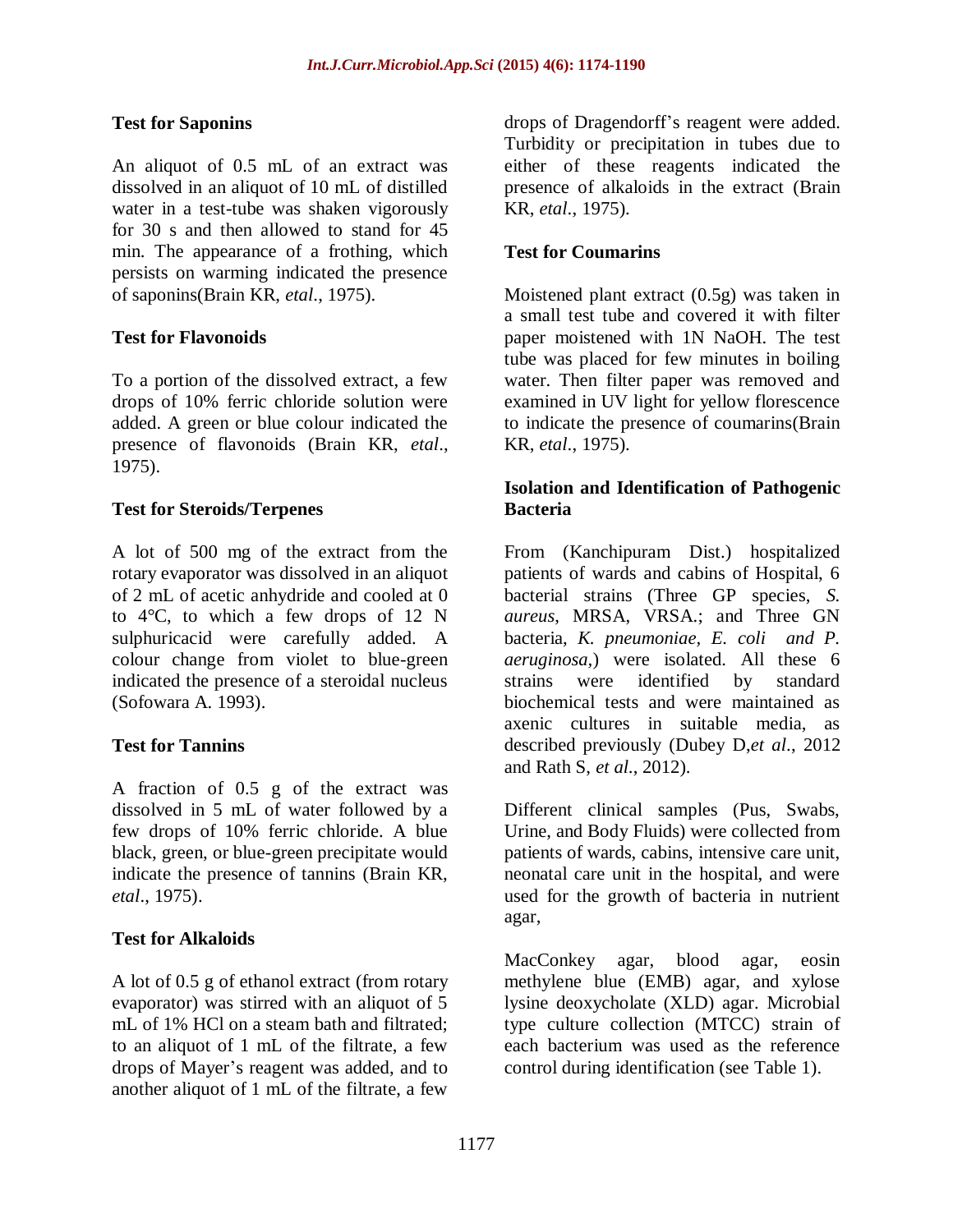### Test for Saponins

An aliquot of 0.5 mL of an extract was dissolved in an aliquot of 10 mL of distilled water in a test-tube was shaken vigorously for 30 s and then allowed to stand for 45 min. The appearance of a frothing, which persists on warming indicated the presence of saponins(Brain KR, *etal*., 1975).

### Test for Flavonoids

To a portion of the dissolved extract, a few drops of 10% ferric chloride solution were added. A green or blue colour indicated the presence of flavonoids (Brain KR, *etal*., 1975).

### Test for Steroids/Terpenes

A lot of 500 mg of the extract from the rotary evaporator was dissolved in an aliquot of 2 mL of acetic anhydride and cooled at 0 to 4°C, to which a few drops of 12 N sulphuricacid were carefully added. A colour change from violet to blue-green indicated the presence of a steroidal nucleus (Sofowara A. 1993).

### Test for Tannins

A fraction of 0.5 g of the extract was dissolved in 5 mL of water followed by a few drops of 10% ferric chloride. A blue black, green, or blue-green precipitate would indicate the presence of tannins (Brain KR, *etal*., 1975).

### Test for Alkaloids

A lot of 0.5 g of ethanol extract (from rotary evaporator) was stirred with an aliquot of 5 mL of 1% HCl on a steam bath and filtrated; to an aliquot of 1 mL of the filtrate, a few drops of Mayer's reagent was added, and to another aliquot of 1 mL of the filtrate, a few drops of Dragendorff's reagent were added. Turbidity or precipitation in tubes due to either of these reagents indicated the presence of alkaloids in the extract (Brain KR, *etal*., 1975).

### Test for Coumarins

Moistened plant extract (0.5g) was taken in a small test tube and covered it with filter paper moistened with 1N NaOH. The test tube was placed for few minutes in boiling water. Then filter paper was removed and examined in UV light for yellow florescence to indicate the presence of coumarins(Brain KR, *etal*., 1975).

### Isolation and Identification of Pathogenic Bacteria

From (Kanchipuram Dist.) hospitalized patients of wards and cabins of Hospital, 6 bacterial strains (Three GP species, *S. aureus*, MRSA, VRSA.; and Three GN bacteria, *K. pneumoniae, E. coli and P. aeruginosa*,) were isolated. All these 6 strains were identified by standard biochemical tests and were maintained as axenic cultures in suitable media, as described previously (Dubey D,*et al*., 2012 and Rath S, *et al*., 2012).

Different clinical samples (Pus, Swabs, Urine, and Body Fluids) were collected from patients of wards, cabins, intensive care unit, neonatal care unit in the hospital, and were used for the growth of bacteria in nutrient agar,

MacConkey agar, blood agar, eosin methylene blue (EMB) agar, and xylose lysine deoxycholate (XLD) agar. Microbial type culture collection (MTCC) strain of each bacterium was used as the reference control during identification (see Table 1).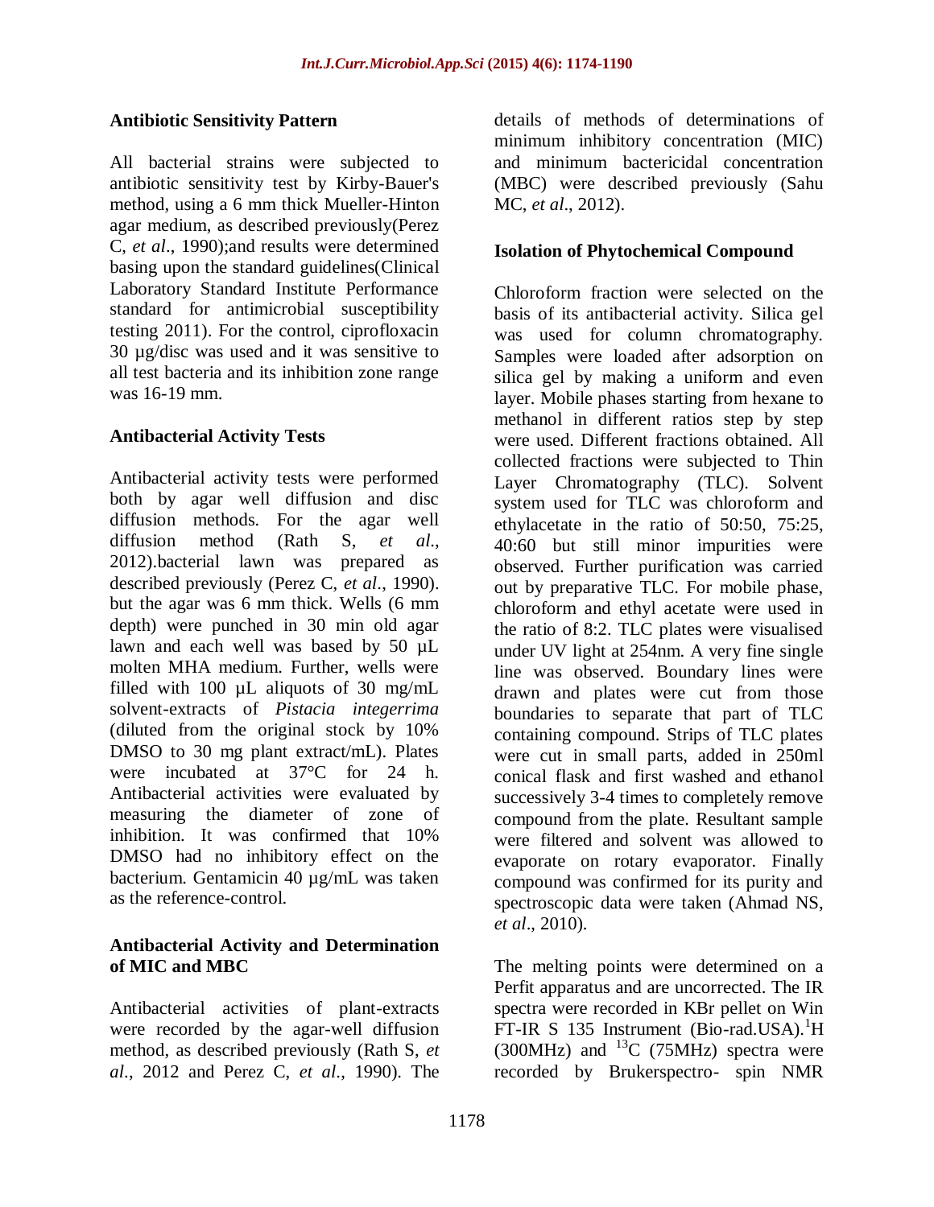### Antibiotic Sensitivity Pattern

All bacterial strains were subjected to antibiotic sensitivity test by Kirby-Bauer's method, using a 6 mm thick Mueller-Hinton agar medium, as described previously(Perez C, *et al*., 1990);and results were determined basing upon the standard guidelines(Clinical Laboratory Standard Institute Performance standard for antimicrobial susceptibility testing 2011). For the control, ciprofloxacin 30 µg/disc was used and it was sensitive to all test bacteria and its inhibition zone range was 16-19 mm.

### Antibacterial Activity Tests

Antibacterial activity tests were performed both by agar well diffusion and disc diffusion methods. For the agar well diffusion method (Rath S, *et al*., 2012).bacterial lawn was prepared as described previously (Perez C, *et al*., 1990). but the agar was 6 mm thick. Wells (6 mm depth) were punched in 30 min old agar lawn and each well was based by 50 µL molten MHA medium. Further, wells were filled with 100 µL aliquots of 30 mg/mL solvent-extracts of *Pistacia integerrima* (diluted from the original stock by 10% DMSO to 30 mg plant extract/mL). Plates were incubated at 37°C for 24 h. Antibacterial activities were evaluated by measuring the diameter of zone of inhibition. It was confirmed that 10% DMSO had no inhibitory effect on the bacterium. Gentamicin 40 µg/mL was taken as the reference-control.

### Antibacterial Activity and Determination of MIC and MBC

Antibacterial activities of plant-extracts were recorded by the agar-well diffusion method, as described previously (Rath S, *et al*., 2012 and Perez C, *et al*., 1990). The details of methods of determinations of minimum inhibitory concentration (MIC) and minimum bactericidal concentration (MBC) were described previously (Sahu MC, *et al*., 2012).

### Isolation of Phytochemical Compound

Chloroform fraction were selected on the basis of its antibacterial activity. Silica gel was used for column chromatography. Samples were loaded after adsorption on silica gel by making a uniform and even layer. Mobile phases starting from hexane to methanol in different ratios step by step were used. Different fractions obtained. All collected fractions were subjected to Thin Layer Chromatography (TLC). Solvent system used for TLC was chloroform and ethylacetate in the ratio of 50:50, 75:25, 40:60 but still minor impurities were observed. Further purification was carried out by preparative TLC. For mobile phase, chloroform and ethyl acetate were used in the ratio of 8:2. TLC plates were visualised under UV light at 254nm. A very fine single line was observed. Boundary lines were drawn and plates were cut from those boundaries to separate that part of TLC containing compound. Strips of TLC plates were cut in small parts, added in 250ml conical flask and first washed and ethanol successively 3-4 times to completely remove compound from the plate. Resultant sample were filtered and solvent was allowed to evaporate on rotary evaporator. Finally compound was confirmed for its purity and spectroscopic data were taken (Ahmad NS, *et al*., 2010).

The melting points were determined on a Perfit apparatus and are uncorrected. The IR spectra were recorded in KBr pellet on Win FT-IR S 135 Instrument (Bio-rad.USA). $^{1}$H (300MHz) and $^{13}$C (75MHz) spectra were recorded by Brukerspectro- spin NMR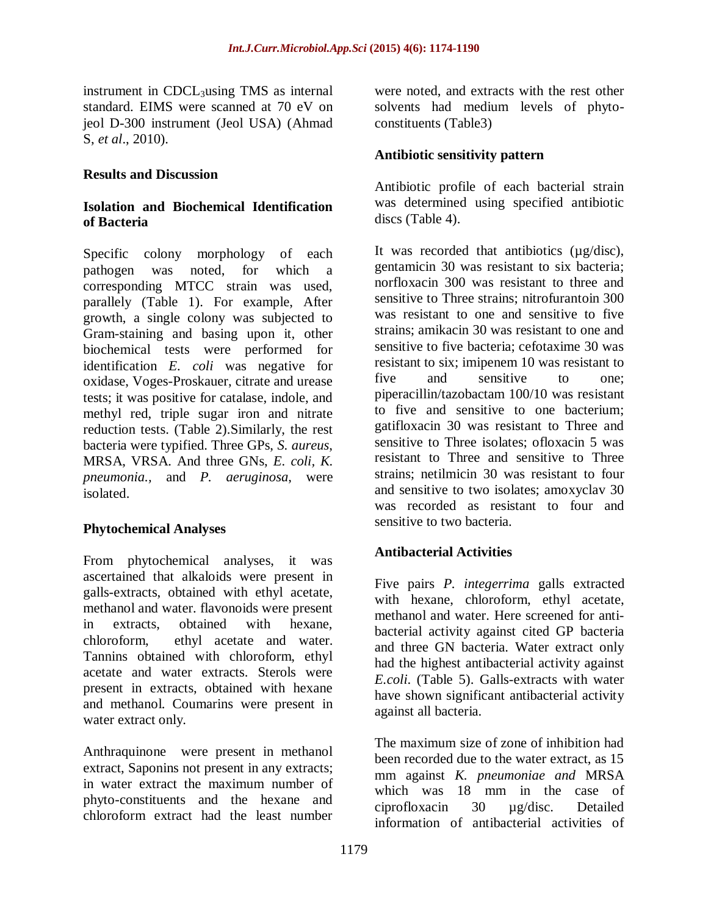instrument in $CDCL_3$using TMS as internal standard. EIMS were scanned at 70 eV on jeol D-300 instrument (Jeol USA) (Ahmad S, *et al*., 2010).

## Results and Discussion

### Isolation and Biochemical Identification of Bacteria

Specific colony morphology of each pathogen was noted, for which a corresponding MTCC strain was used, parallely (Table 1). For example, After growth, a single colony was subjected to Gram-staining and basing upon it, other biochemical tests were performed for identification *E. coli* was negative for oxidase, Voges-Proskauer, citrate and urease tests; it was positive for catalase, indole, and methyl red, triple sugar iron and nitrate reduction tests. (Table 2).Similarly, the rest bacteria were typified. Three GPs, *S. aureus*, MRSA, VRSA. And three GNs, *E. coli, K. pneumonia.,* and *P. aeruginosa*, were isolated.

### Phytochemical Analyses

From phytochemical analyses, it was ascertained that alkaloids were present in galls-extracts, obtained with ethyl acetate, methanol and water. flavonoids were present in extracts, obtained with hexane, chloroform, ethyl acetate and water. Tannins obtained with chloroform, ethyl acetate and water extracts. Sterols were present in extracts, obtained with hexane and methanol. Coumarins were present in water extract only.

Anthraquinone were present in methanol extract, Saponins not present in any extracts; in water extract the maximum number of phyto-constituents and the hexane and chloroform extract had the least number were noted, and extracts with the rest other solvents had medium levels of phyto-constituents (Table3)

### Antibiotic sensitivity pattern

Antibiotic profile of each bacterial strain was determined using specified antibiotic discs (Table 4).

It was recorded that antibiotics (µg/disc), gentamicin 30 was resistant to six bacteria; norfloxacin 300 was resistant to three and sensitive to Three strains; nitrofurantoin 300 was resistant to one and sensitive to five strains; amikacin 30 was resistant to one and sensitive to five bacteria; cefotaxime 30 was resistant to six; imipenem 10 was resistant to five and sensitive to one; piperacillin/tazobactam 100/10 was resistant to five and sensitive to one bacterium; gatifloxacin 30 was resistant to Three and sensitive to Three isolates; ofloxacin 5 was resistant to Three and sensitive to Three strains; netilmicin 30 was resistant to four and sensitive to two isolates; amoxyclav 30 was recorded as resistant to four and sensitive to two bacteria.

### Antibacterial Activities

Five pairs *P. integerrima* galls extracted with hexane, chloroform, ethyl acetate, methanol and water. Here screened for anti-bacterial activity against cited GP bacteria and three GN bacteria. Water extract only had the highest antibacterial activity against *E.coli*. (Table 5). Galls-extracts with water have shown significant antibacterial activity against all bacteria.

The maximum size of zone of inhibition had been recorded due to the water extract, as 15 mm against *K. pneumoniae and* MRSA which was 18 mm in the case of ciprofloxacin 30 µg/disc. Detailed information of antibacterial activities of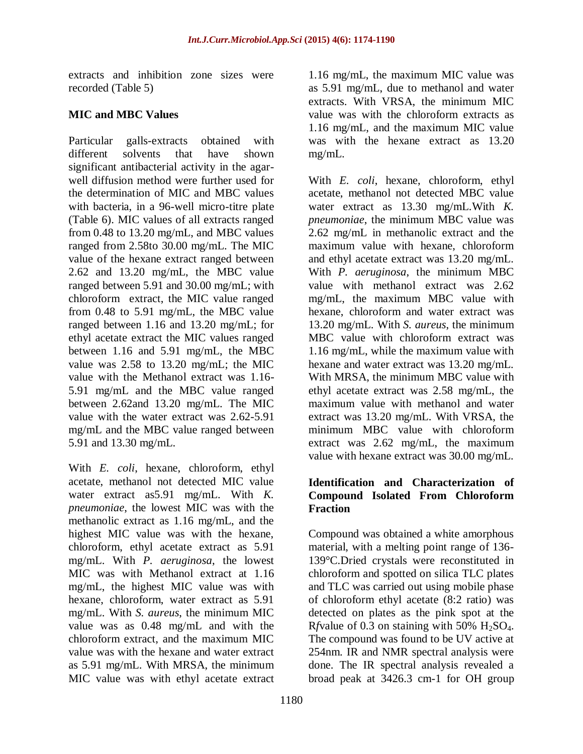extracts and inhibition zone sizes were recorded (Table 5)

### MIC and MBC Values

Particular galls-extracts obtained with different solvents that have shown significant antibacterial activity in the agar-well diffusion method were further used for the determination of MIC and MBC values with bacteria, in a 96-well micro-titre plate (Table 6). MIC values of all extracts ranged from 0.48 to 13.20 mg/mL, and MBC values ranged from 2.58to 30.00 mg/mL. The MIC value of the hexane extract ranged between 2.62 and 13.20 mg/mL, the MBC value ranged between 5.91 and 30.00 mg/mL; with chloroform extract, the MIC value ranged from 0.48 to 5.91 mg/mL, the MBC value ranged between 1.16 and 13.20 mg/mL; for ethyl acetate extract the MIC values ranged between 1.16 and 5.91 mg/mL, the MBC value was 2.58 to 13.20 mg/mL; the MIC value with the Methanol extract was 1.16-5.91 mg/mL and the MBC value ranged between 2.62and 13.20 mg/mL. The MIC value with the water extract was 2.62-5.91 mg/mL and the MBC value ranged between 5.91 and 13.30 mg/mL.

With *E. coli*, hexane, chloroform, ethyl acetate, methanol not detected MIC value water extract as5.91 mg/mL. With *K. pneumoniae*, the lowest MIC was with the methanolic extract as 1.16 mg/mL, and the highest MIC value was with the hexane, chloroform, ethyl acetate extract as 5.91 mg/mL. With *P. aeruginosa*, the lowest MIC was with Methanol extract at 1.16 mg/mL, the highest MIC value was with hexane, chloroform, water extract as 5.91 mg/mL. With *S. aureus*, the minimum MIC value was as 0.48 mg/mL and with the chloroform extract, and the maximum MIC value was with the hexane and water extract as 5.91 mg/mL. With MRSA, the minimum MIC value was with ethyl acetate extract 1.16 mg/mL, the maximum MIC value was as 5.91 mg/mL, due to methanol and water extracts. With VRSA, the minimum MIC value was with the chloroform extracts as 1.16 mg/mL, and the maximum MIC value was with the hexane extract as 13.20 mg/mL.

With *E. coli*, hexane, chloroform, ethyl acetate, methanol not detected MBC value water extract as 13.30 mg/mL.With *K. pneumoniae*, the minimum MBC value was 2.62 mg/mL in methanolic extract and the maximum value with hexane, chloroform and ethyl acetate extract was 13.20 mg/mL. With *P. aeruginosa*, the minimum MBC value with methanol extract was 2.62 mg/mL, the maximum MBC value with hexane, chloroform and water extract was 13.20 mg/mL. With *S. aureus*, the minimum MBC value with chloroform extract was 1.16 mg/mL, while the maximum value with hexane and water extract was 13.20 mg/mL. With MRSA, the minimum MBC value with ethyl acetate extract was 2.58 mg/mL, the maximum value with methanol and water extract was 13.20 mg/mL. With VRSA, the minimum MBC value with chloroform extract was 2.62 mg/mL, the maximum value with hexane extract was 30.00 mg/mL.

### Identification and Characterization of Compound Isolated From Chloroform Fraction

Compound was obtained a white amorphous material, with a melting point range of 136-139°C.Dried crystals were reconstituted in chloroform and spotted on silica TLC plates and TLC was carried out using mobile phase of chloroform ethyl acetate (8:2 ratio) was detected on plates as the pink spot at the R*f*value of 0.3 on staining with 50% $H_2SO_4$. The compound was found to be UV active at 254nm. IR and NMR spectral analysis were done. The IR spectral analysis revealed a broad peak at 3426.3 cm-1 for OH group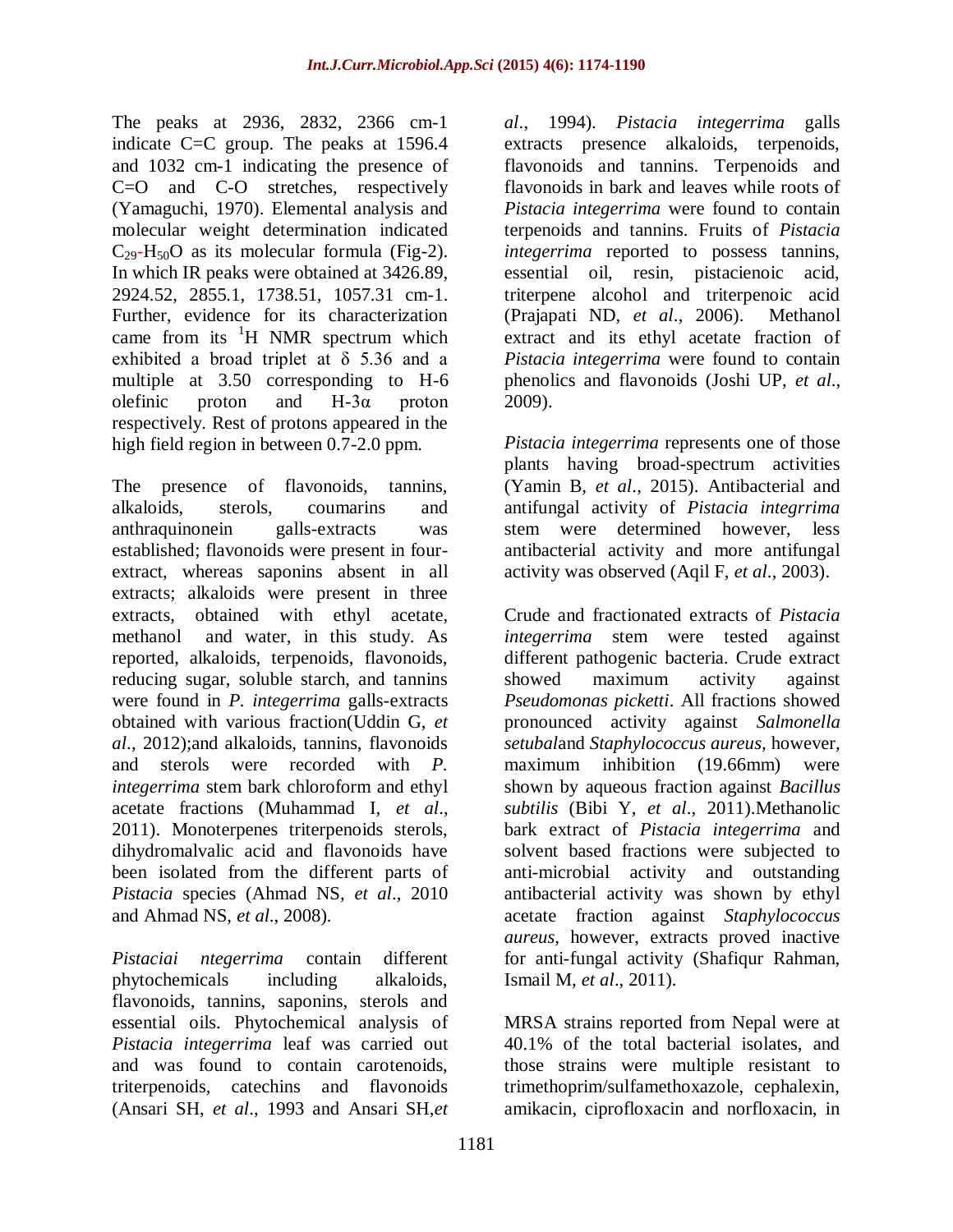The peaks at 2936, 2832, 2366 cm-1 indicate C=C group. The peaks at 1596.4 and 1032 cm-1 indicating the presence of C=O and C-O stretches, respectively (Yamaguchi, 1970). Elemental analysis and molecular weight determination indicated $C_{29}$-$H_{50}$O as its molecular formula (Fig-2). In which IR peaks were obtained at 3426.89, 2924.52, 2855.1, 1738.51, 1057.31 cm-1. Further, evidence for its characterization came from its $^{1}$H NMR spectrum which exhibited a broad triplet at δ 5.36 and a multiple at 3.50 corresponding to H-6 olefinic proton and H-3α proton respectively. Rest of protons appeared in the high field region in between 0.7-2.0 ppm.

The presence of flavonoids, tannins, alkaloids, sterols, coumarins and anthraquinonein galls-extracts was established; flavonoids were present in four-extract, whereas saponins absent in all extracts; alkaloids were present in three extracts, obtained with ethyl acetate, methanol and water, in this study. As reported, alkaloids, terpenoids, flavonoids, reducing sugar, soluble starch, and tannins were found in *P. integerrima* galls-extracts obtained with various fraction(Uddin G, *et al*., 2012);and alkaloids, tannins, flavonoids and sterols were recorded with *P. integerrima* stem bark chloroform and ethyl acetate fractions (Muhammad I, *et al*., 2011). Monoterpenes triterpenoids sterols, dihydromalvalic acid and flavonoids have been isolated from the different parts of *Pistacia* species (Ahmad NS, *et al*., 2010 and Ahmad NS, *et al*., 2008).

*Pistaciai ntegerrima* contain different phytochemicals including alkaloids, flavonoids, tannins, saponins, sterols and essential oils. Phytochemical analysis of *Pistacia integerrima* leaf was carried out and was found to contain carotenoids, triterpenoids, catechins and flavonoids (Ansari SH, *et al*., 1993 and Ansari SH,*et al*., 1994). *Pistacia integerrima* galls extracts presence alkaloids, terpenoids, flavonoids and tannins. Terpenoids and flavonoids in bark and leaves while roots of *Pistacia integerrima* were found to contain terpenoids and tannins. Fruits of *Pistacia integerrima* reported to possess tannins, essential oil, resin, pistacienoic acid, triterpene alcohol and triterpenoic acid (Prajapati ND, *et al*., 2006). Methanol extract and its ethyl acetate fraction of *Pistacia integerrima* were found to contain phenolics and flavonoids (Joshi UP, *et al*., 2009).

*Pistacia integerrima* represents one of those plants having broad-spectrum activities (Yamin B, *et al*., 2015). Antibacterial and antifungal activity of *Pistacia integrrima* stem were determined however, less antibacterial activity and more antifungal activity was observed (Aqil F, *et al*., 2003).

Crude and fractionated extracts of *Pistacia integerrima* stem were tested against different pathogenic bacteria. Crude extract showed maximum activity against *Pseudomonas picketti*. All fractions showed pronounced activity against *Salmonella setubal*and *Staphylococcus aureus*, however, maximum inhibition (19.66mm) were shown by aqueous fraction against *Bacillus subtilis* (Bibi Y, *et al*., 2011).Methanolic bark extract of *Pistacia integerrima* and solvent based fractions were subjected to anti-microbial activity and outstanding antibacterial activity was shown by ethyl acetate fraction against *Staphylococcus aureus*, however, extracts proved inactive for anti-fungal activity (Shafiqur Rahman, Ismail M, *et al*., 2011).

MRSA strains reported from Nepal were at 40.1% of the total bacterial isolates, and those strains were multiple resistant to trimethoprim/sulfamethoxazole, cephalexin, amikacin, ciprofloxacin and norfloxacin, in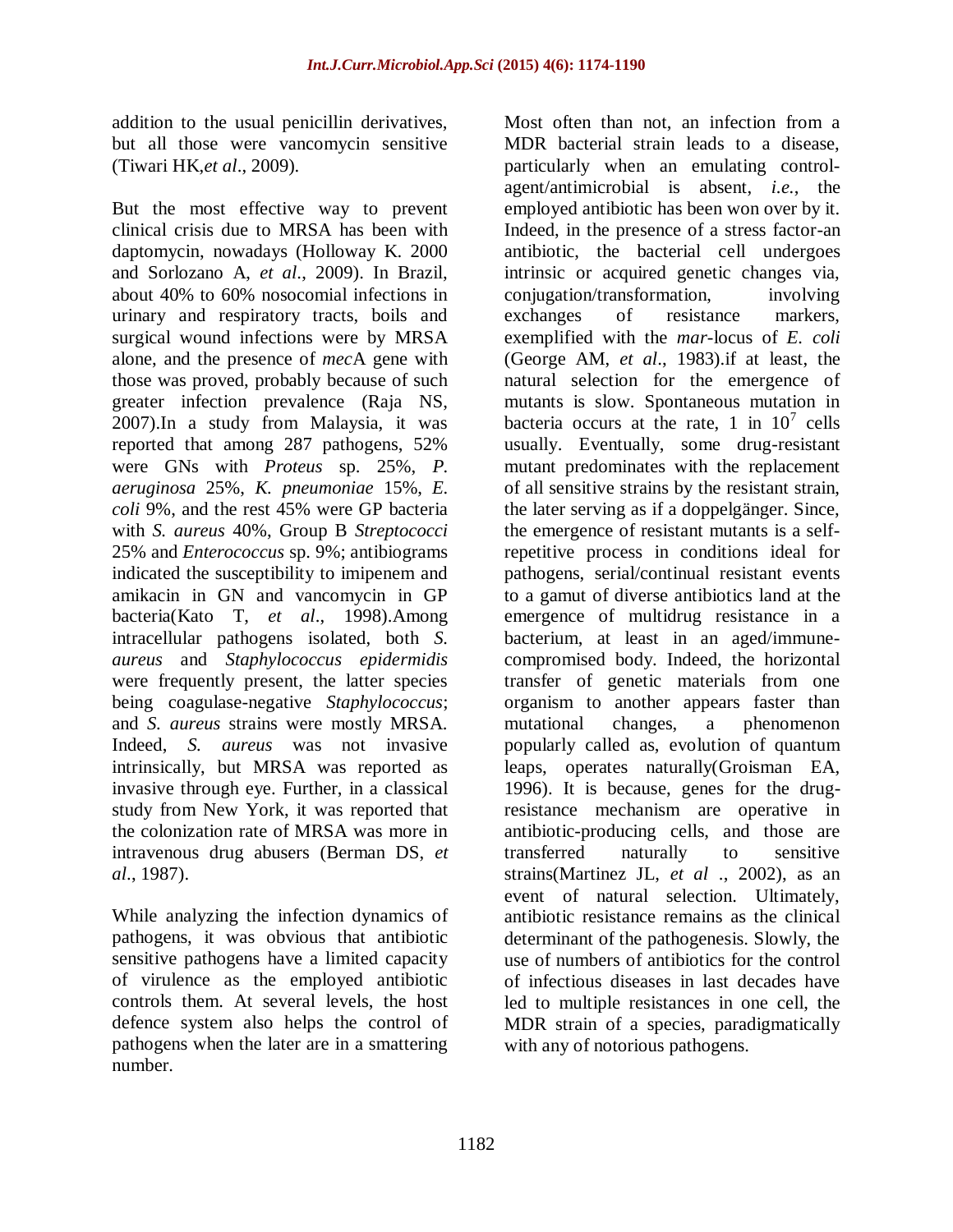addition to the usual penicillin derivatives, but all those were vancomycin sensitive (Tiwari HK,*et al*., 2009).

But the most effective way to prevent clinical crisis due to MRSA has been with daptomycin, nowadays (Holloway K. 2000 and Sorlozano A, *et al*., 2009). In Brazil, about 40% to 60% nosocomial infections in urinary and respiratory tracts, boils and surgical wound infections were by MRSA alone, and the presence of *mec*A gene with those was proved, probably because of such greater infection prevalence (Raja NS, 2007).In a study from Malaysia, it was reported that among 287 pathogens, 52% were GNs with *Proteus* sp. 25%, *P. aeruginosa* 25%, *K. pneumoniae* 15%, *E. coli* 9%, and the rest 45% were GP bacteria with *S. aureus* 40%, Group B *Streptococci* 25% and *Enterococcus* sp. 9%; antibiograms indicated the susceptibility to imipenem and amikacin in GN and vancomycin in GP bacteria(Kato T, *et al*., 1998).Among intracellular pathogens isolated, both *S. aureus* and *Staphylococcus epidermidis* were frequently present, the latter species being coagulase-negative *Staphylococcus*; and *S. aureus* strains were mostly MRSA. Indeed, *S. aureus* was not invasive intrinsically, but MRSA was reported as invasive through eye. Further, in a classical study from New York, it was reported that the colonization rate of MRSA was more in intravenous drug abusers (Berman DS, *et al*., 1987).

While analyzing the infection dynamics of pathogens, it was obvious that antibiotic sensitive pathogens have a limited capacity of virulence as the employed antibiotic controls them. At several levels, the host defence system also helps the control of pathogens when the later are in a smattering number.

Most often than not, an infection from a MDR bacterial strain leads to a disease, particularly when an emulating control-agent/antimicrobial is absent, *i.e.*, the employed antibiotic has been won over by it. Indeed, in the presence of a stress factor-an antibiotic, the bacterial cell undergoes intrinsic or acquired genetic changes via, conjugation/transformation, involving exchanges of resistance markers, exemplified with the *mar*-locus of *E. coli* (George AM, *et al*., 1983).if at least, the natural selection for the emergence of mutants is slow. Spontaneous mutation in bacteria occurs at the rate, 1 in $10^7$ cells usually. Eventually, some drug-resistant mutant predominates with the replacement of all sensitive strains by the resistant strain, the later serving as if a doppelgänger. Since, the emergence of resistant mutants is a self-repetitive process in conditions ideal for pathogens, serial/continual resistant events to a gamut of diverse antibiotics land at the emergence of multidrug resistance in a bacterium, at least in an aged/immune-compromised body. Indeed, the horizontal transfer of genetic materials from one organism to another appears faster than mutational changes, a phenomenon popularly called as, evolution of quantum leaps, operates naturally(Groisman EA, 1996). It is because, genes for the drug-resistance mechanism are operative in antibiotic-producing cells, and those are transferred naturally to sensitive strains(Martinez JL, *et al* ., 2002), as an event of natural selection. Ultimately, antibiotic resistance remains as the clinical determinant of the pathogenesis. Slowly, the use of numbers of antibiotics for the control of infectious diseases in last decades have led to multiple resistances in one cell, the MDR strain of a species, paradigmatically with any of notorious pathogens.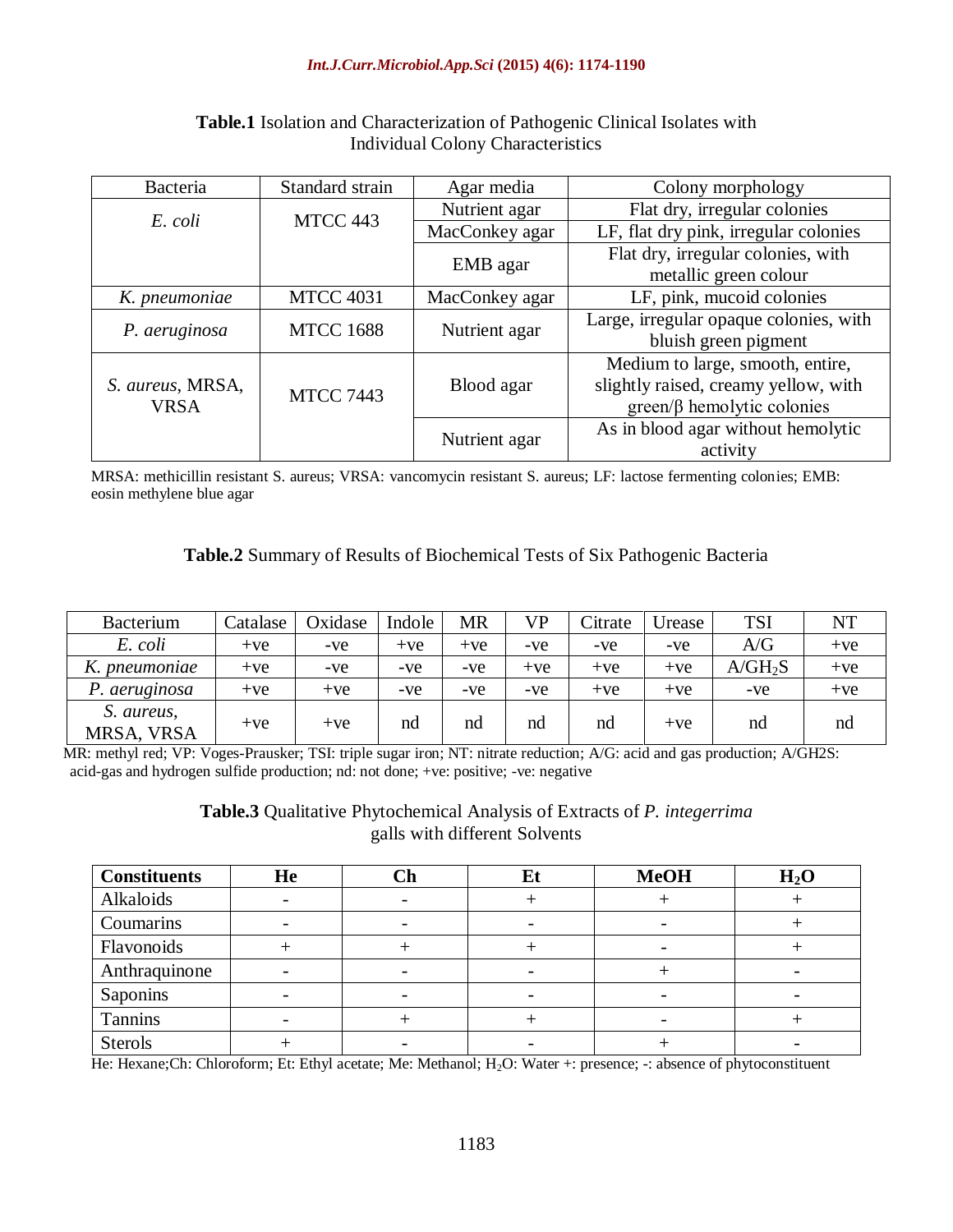**Table.1** Isolation and Characterization of Pathogenic Clinical Isolates with Individual Colony Characteristics

| Bacteria | Standard strain | Agar media | Colony morphology |
|---|---|---|---|
| *E. coli* | MTCC 443 | Nutrient agar | Flat dry, irregular colonies |
| | | MacConkey agar | LF, flat dry pink, irregular colonies |
| | | EMB agar | Flat dry, irregular colonies, with metallic green colour |
| *K. pneumoniae* | MTCC 4031 | MacConkey agar | LF, pink, mucoid colonies |
| *P. aeruginosa* | MTCC 1688 | Nutrient agar | Large, irregular opaque colonies, with bluish green pigment |
| *S. aureus*, MRSA, VRSA | MTCC 7443 | Blood agar | Medium to large, smooth, entire, slightly raised, creamy yellow, with green/β hemolytic colonies |
| | | Nutrient agar | As in blood agar without hemolytic activity |

MRSA: methicillin resistant S. aureus; VRSA: vancomycin resistant S. aureus; LF: lactose fermenting colonies; EMB: eosin methylene blue agar

**Table.2** Summary of Results of Biochemical Tests of Six Pathogenic Bacteria

| Bacterium | Catalase | Oxidase | Indole | MR | VP | Citrate | Urease | TSI | NT |
|---|---|---|---|---|---|---|---|---|---|
| *E. coli* | +ve | -ve | +ve | +ve | -ve | -ve | -ve | A/G | +ve |
| *K. pneumoniae* | +ve | -ve | -ve | -ve | +ve | +ve | +ve | A/G$H_2$S | +ve |
| *P. aeruginosa* | +ve | +ve | -ve | -ve | -ve | +ve | +ve | -ve | +ve |
| *S. aureus*, MRSA, VRSA | +ve | +ve | nd | nd | nd | nd | +ve | nd | nd |

MR: methyl red; VP: Voges-Prausker; TSI: triple sugar iron; NT: nitrate reduction; A/G: acid and gas production; A/GH2S: acid-gas and hydrogen sulfide production; nd: not done; +ve: positive; -ve: negative

**Table.3** Qualitative Phytochemical Analysis of Extracts of *P. integerrima* galls with different Solvents

| Constituents | He | Ch | Et | MeOH | $H_2O$ |
|---|---|---|---|---|---|
| Alkaloids | - | - | + | + | + |
| Coumarins | - | - | - | - | + |
| Flavonoids | + | + | + | - | + |
| Anthraquinone | - | - | - | + | - |
| Saponins | - | - | - | - | - |
| Tannins | - | + | + | - | + |
| Sterols | + | - | - | + | - |

He: Hexane;Ch: Chloroform; Et: Ethyl acetate; Me: Methanol; $H_2O$: Water +: presence; -: absence of phytoconstituent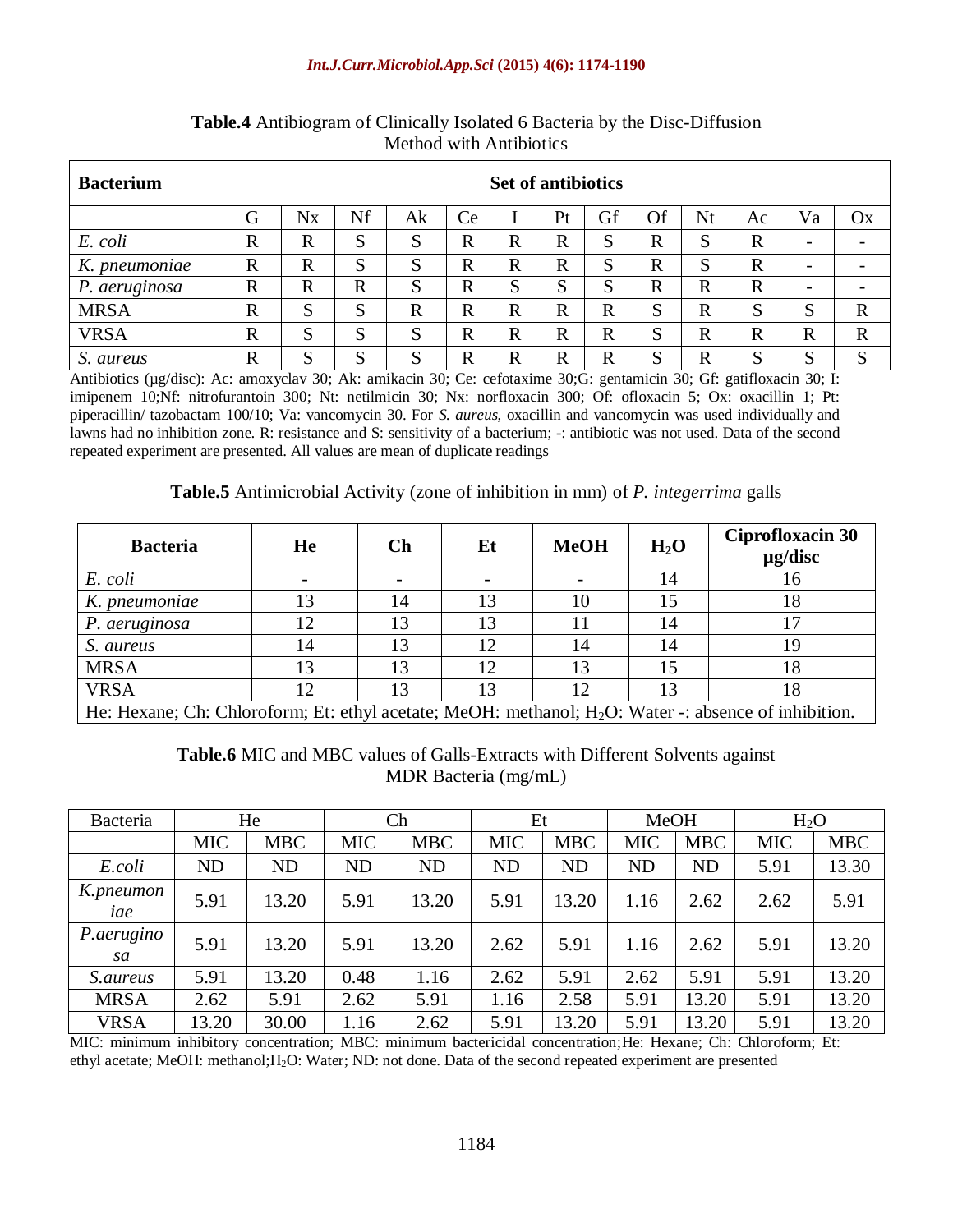**Table.4** Antibiogram of Clinically Isolated 6 Bacteria by the Disc-Diffusion Method with Antibiotics

| Bacterium | Set of antibiotics | | | | | | | | | | | | |
|---|---|---|---|---|---|---|---|---|---|---|---|---|---|
| | G | Nx | Nf | Ak | Ce | I | Pt | Gf | Of | Nt | Ac | Va | Ox |
| *E. coli* | R | R | S | S | R | R | R | S | R | S | R | - | - |
| *K. pneumoniae* | R | R | S | S | R | R | R | S | R | S | R | - | - |
| *P. aeruginosa* | R | R | R | S | R | S | S | S | R | R | R | - | - |
| MRSA | R | S | S | R | R | R | R | R | S | R | S | S | R |
| VRSA | R | S | S | S | R | R | R | R | S | R | R | R | R |
| *S. aureus* | R | S | S | S | R | R | R | R | S | R | S | S | S |

Antibiotics (µg/disc): Ac: amoxyclav 30; Ak: amikacin 30; Ce: cefotaxime 30;G: gentamicin 30; Gf: gatifloxacin 30; I: imipenem 10;Nf: nitrofurantoin 300; Nt: netilmicin 30; Nx: norfloxacin 300; Of: ofloxacin 5; Ox: oxacillin 1; Pt: piperacillin/ tazobactam 100/10; Va: vancomycin 30. For *S. aureus*, oxacillin and vancomycin was used individually and lawns had no inhibition zone. R: resistance and S: sensitivity of a bacterium; -: antibiotic was not used. Data of the second repeated experiment are presented. All values are mean of duplicate readings

**Table.5** Antimicrobial Activity (zone of inhibition in mm) of *P. integerrima* galls

| Bacteria | He | Ch | Et | MeOH | $H_2O$ | Ciprofloxacin 30 µg/disc |
|---|---|---|---|---|---|---|
| *E. coli* | - | - | - | - | 14 | 16 |
| *K. pneumoniae* | 13 | 14 | 13 | 10 | 15 | 18 |
| *P. aeruginosa* | 12 | 13 | 13 | 11 | 14 | 17 |
| *S. aureus* | 14 | 13 | 12 | 14 | 14 | 19 |
| MRSA | 13 | 13 | 12 | 13 | 15 | 18 |
| VRSA | 12 | 13 | 13 | 12 | 13 | 18 |

He: Hexane; Ch: Chloroform; Et: ethyl acetate; MeOH: methanol; $H_2O$: Water -: absence of inhibition.

**Table.6** MIC and MBC values of Galls-Extracts with Different Solvents against MDR Bacteria (mg/mL)

| Bacteria | He | | Ch | | Et | | MeOH | | $H_2O$ | |
|---|---|---|---|---|---|---|---|---|---|---|
| | MIC | MBC | MIC | MBC | MIC | MBC | MIC | MBC | MIC | MBC |
| *E.coli* | ND | ND | ND | ND | ND | ND | ND | ND | 5.91 | 13.30 |
| *K.pneumoniae* | 5.91 | 13.20 | 5.91 | 13.20 | 5.91 | 13.20 | 1.16 | 2.62 | 2.62 | 5.91 |
| *P.aeruginosa* | 5.91 | 13.20 | 5.91 | 13.20 | 2.62 | 5.91 | 1.16 | 2.62 | 5.91 | 13.20 |
| *S.aureus* | 5.91 | 13.20 | 0.48 | 1.16 | 2.62 | 5.91 | 2.62 | 5.91 | 5.91 | 13.20 |
| MRSA | 2.62 | 5.91 | 2.62 | 5.91 | 1.16 | 2.58 | 5.91 | 13.20 | 5.91 | 13.20 |
| VRSA | 13.20 | 30.00 | 1.16 | 2.62 | 5.91 | 13.20 | 5.91 | 13.20 | 5.91 | 13.20 |

MIC: minimum inhibitory concentration; MBC: minimum bactericidal concentration;He: Hexane; Ch: Chloroform; Et: ethyl acetate; MeOH: methanol;$H_2O$: Water; ND: not done. Data of the second repeated experiment are presented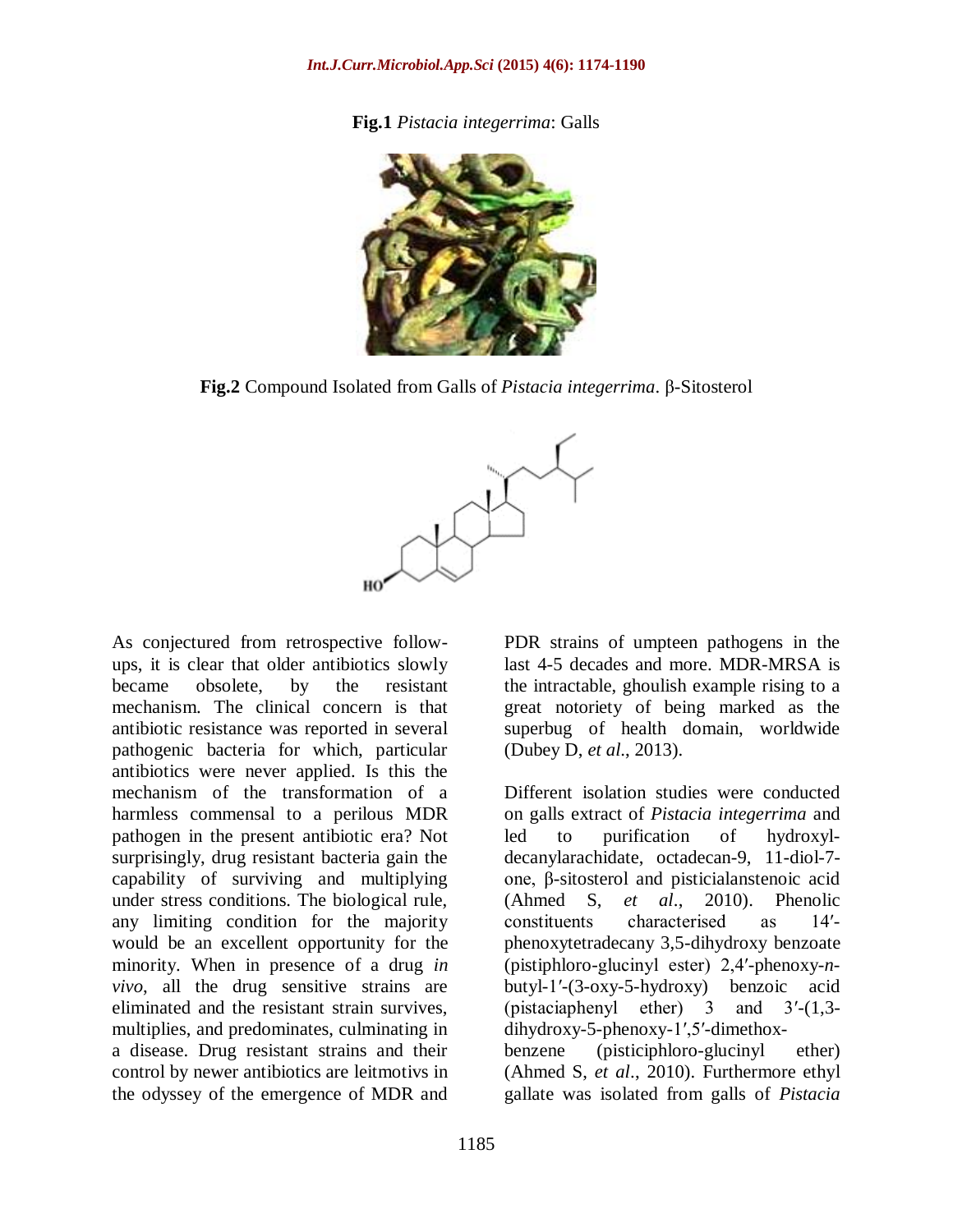**Fig.1** *Pistacia integerrima*: Galls

**Fig.2** Compound Isolated from Galls of *Pistacia integerrima*. β-Sitosterol

As conjectured from retrospective follow-ups, it is clear that older antibiotics slowly became obsolete, by the resistant mechanism. The clinical concern is that antibiotic resistance was reported in several pathogenic bacteria for which, particular antibiotics were never applied. Is this the mechanism of the transformation of a harmless commensal to a perilous MDR pathogen in the present antibiotic era? Not surprisingly, drug resistant bacteria gain the capability of surviving and multiplying under stress conditions. The biological rule, any limiting condition for the majority would be an excellent opportunity for the minority. When in presence of a drug *in vivo*, all the drug sensitive strains are eliminated and the resistant strain survives, multiplies, and predominates, culminating in a disease. Drug resistant strains and their control by newer antibiotics are leitmotivs in the odyssey of the emergence of MDR and PDR strains of umpteen pathogens in the last 4-5 decades and more. MDR-MRSA is the intractable, ghoulish example rising to a great notoriety of being marked as the superbug of health domain, worldwide (Dubey D, *et al*., 2013).

Different isolation studies were conducted on galls extract of *Pistacia integerrima* and led to purification of hydroxyl-decanylarachidate, octadecan-9, 11-diol-7-one, β-sitosterol and pisticialanstenoic acid (Ahmed S, *et al*., 2010). Phenolic constituents characterised as 14′-phenoxytetradecany 3,5-dihydroxy benzoate (pistiphloro-glucinyl ester) 2,4′-phenoxy-*n*-butyl-1′-(3-oxy-5-hydroxy) benzoic acid (pistaciaphenyl ether) 3 and 3′-(1,3-dihydroxy-5-phenoxy-1′,5′-dimethox-benzene (pisticiphloro-glucinyl ether) (Ahmed S, *et al*., 2010). Furthermore ethyl gallate was isolated from galls of *Pistacia*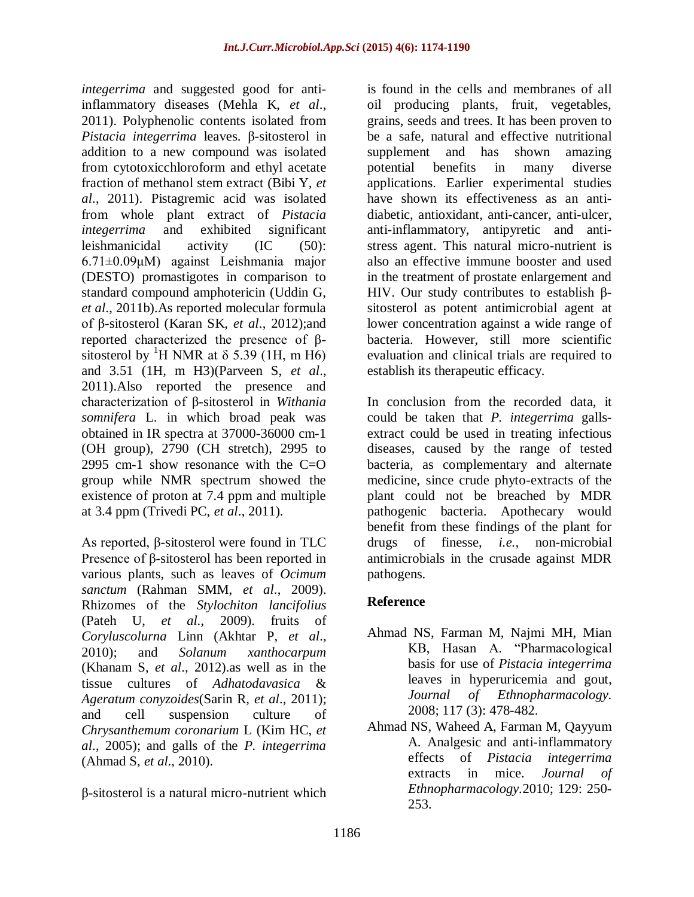*integerrima* and suggested good for anti-inflammatory diseases (Mehla K, *et al*., 2011). Polyphenolic contents isolated from *Pistacia integerrima* leaves. β-sitosterol in addition to a new compound was isolated from cytotoxicchloroform and ethyl acetate fraction of methanol stem extract (Bibi Y, *et al*., 2011). Pistagremic acid was isolated from whole plant extract of *Pistacia integerrima* and exhibited significant leishmanicidal activity (IC (50): 6.71±0.09μM) against Leishmania major (DESTO) promastigotes in comparison to standard compound amphotericin (Uddin G, *et al*., 2011b).As reported molecular formula of β-sitosterol (Karan SK, *et al*., 2012);and reported characterized the presence of β-sitosterol by $^{1}$H NMR at δ 5.39 (1H, m H6) and 3.51 (1H, m H3)(Parveen S, *et al*., 2011).Also reported the presence and characterization of β-sitosterol in *Withania somnifera* L. in which broad peak was obtained in IR spectra at 37000-36000 cm-1 (OH group), 2790 (CH stretch), 2995 to 2995 cm-1 show resonance with the C=O group while NMR spectrum showed the existence of proton at 7.4 ppm and multiple at 3.4 ppm (Trivedi PC, *et al*., 2011).

As reported, β-sitosterol were found in TLC Presence of β-sitosterol has been reported in various plants, such as leaves of *Ocimum sanctum* (Rahman SMM, *et al*., 2009). Rhizomes of the *Stylochiton lancifolius* (Pateh U, *et al*., 2009). fruits of *Coryluscolurna* Linn (Akhtar P, *et al*., 2010); and *Solanum xanthocarpum* (Khanam S, *et al*., 2012).as well as in the tissue cultures of *Adhatodavasica* & *Ageratum conyzoides*(Sarin R, *et al*., 2011); and cell suspension culture of *Chrysanthemum coronarium* L (Kim HC, *et al*., 2005); and galls of the *P. integerrima* (Ahmad S, *et al*., 2010).

β-sitosterol is a natural micro-nutrient which is found in the cells and membranes of all oil producing plants, fruit, vegetables, grains, seeds and trees. It has been proven to be a safe, natural and effective nutritional supplement and has shown amazing potential benefits in many diverse applications. Earlier experimental studies have shown its effectiveness as an anti-diabetic, antioxidant, anti-cancer, anti-ulcer, anti-inflammatory, antipyretic and anti-stress agent. This natural micro-nutrient is also an effective immune booster and used in the treatment of prostate enlargement and HIV. Our study contributes to establish β-sitosterol as potent antimicrobial agent at lower concentration against a wide range of bacteria. However, still more scientific evaluation and clinical trials are required to establish its therapeutic efficacy.

In conclusion from the recorded data, it could be taken that *P. integerrima* galls-extract could be used in treating infectious diseases, caused by the range of tested bacteria, as complementary and alternate medicine, since crude phyto-extracts of the plant could not be breached by MDR pathogenic bacteria. Apothecary would benefit from these findings of the plant for drugs of finesse, *i.e.*, non-microbial antimicrobials in the crusade against MDR pathogens.

## Reference

- Ahmad NS, Farman M, Najmi MH, Mian KB, Hasan A. "Pharmacological basis for use of *Pistacia integerrima* leaves in hyperuricemia and gout, *Journal of Ethnopharmacology*. 2008; 117 (3): 478-482.
- Ahmad NS, Waheed A, Farman M, Qayyum A. Analgesic and anti-inflammatory effects of *Pistacia integerrima* extracts in mice. *Journal of Ethnopharmacology*.2010; 129: 250-253.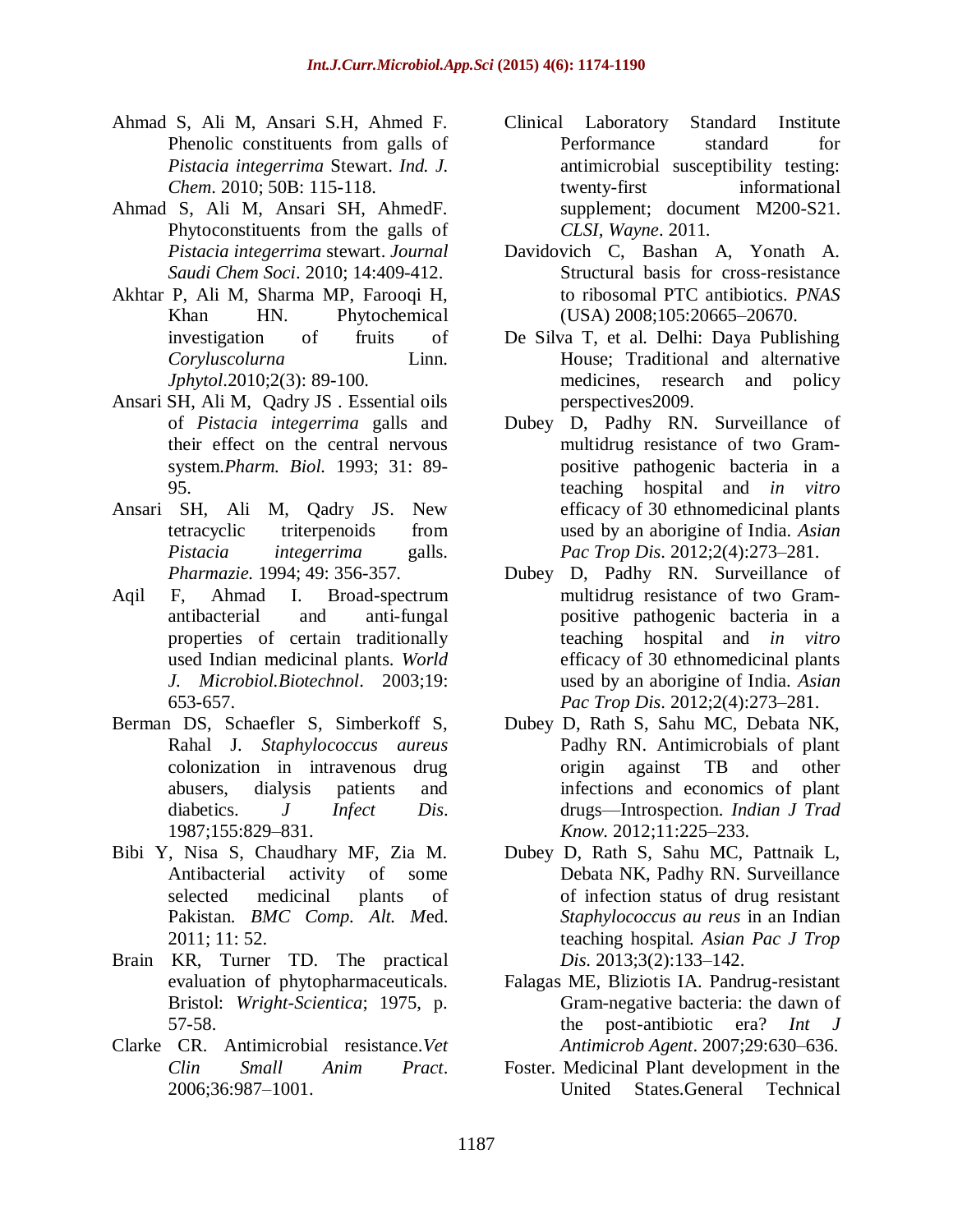Ahmad S, Ali M, Ansari S.H, Ahmed F. Phenolic constituents from galls of *Pistacia integerrima* Stewart. *Ind. J. Chem*. 2010; 50B: 115-118.

Ahmad S, Ali M, Ansari SH, AhmedF. Phytoconstituents from the galls of *Pistacia integerrima* stewart. *Journal Saudi Chem Soci*. 2010; 14:409-412.

Akhtar P, Ali M, Sharma MP, Farooqi H, Khan HN. Phytochemical investigation of fruits of *Coryluscolurna* Linn. *Jphytol*.2010;2(3): 89-100.

Ansari SH, Ali M, Qadry JS . Essential oils of *Pistacia integerrima* galls and their effect on the central nervous system.*Pharm. Biol.* 1993; 31: 89-95.

Ansari SH, Ali M, Qadry JS. New tetracyclic triterpenoids from *Pistacia integerrima* galls. *Pharmazie.* 1994; 49: 356-357.

Aqil F, Ahmad I. Broad-spectrum antibacterial and anti-fungal properties of certain traditionally used Indian medicinal plants. *World J. Microbiol.Biotechnol*. 2003;19: 653-657.

Berman DS, Schaefler S, Simberkoff S, Rahal J. *Staphylococcus aureus* colonization in intravenous drug abusers, dialysis patients and diabetics. *J Infect Dis*. 1987;155:829–831.

Bibi Y, Nisa S, Chaudhary MF, Zia M. Antibacterial activity of some selected medicinal plants of Pakistan. *BMC Comp. Alt. Me*d. 2011; 11: 52.

Brain KR, Turner TD. The practical evaluation of phytopharmaceuticals. Bristol: *Wright-Scientica*; 1975, p. 57-58.

Clarke CR. Antimicrobial resistance.*Vet Clin Small Anim Pract*. 2006;36:987–1001.

Clinical Laboratory Standard Institute Performance standard for antimicrobial susceptibility testing: twenty-first informational supplement; document M200-S21. *CLSI, Wayne*. 2011.

Davidovich C, Bashan A, Yonath A. Structural basis for cross-resistance to ribosomal PTC antibiotics. *PNAS* (USA) 2008;105:20665–20670.

De Silva T, et al. Delhi: Daya Publishing House; Traditional and alternative medicines, research and policy perspectives2009.

Dubey D, Padhy RN. Surveillance of multidrug resistance of two Gram-positive pathogenic bacteria in a teaching hospital and *in vitro* efficacy of 30 ethnomedicinal plants used by an aborigine of India. *Asian Pac Trop Dis*. 2012;2(4):273–281.

Dubey D, Padhy RN. Surveillance of multidrug resistance of two Gram-positive pathogenic bacteria in a teaching hospital and *in vitro* efficacy of 30 ethnomedicinal plants used by an aborigine of India. *Asian Pac Trop Dis*. 2012;2(4):273–281.

Dubey D, Rath S, Sahu MC, Debata NK, Padhy RN. Antimicrobials of plant origin against TB and other infections and economics of plant drugs—Introspection. *Indian J Trad Know.* 2012;11:225–233.

Dubey D, Rath S, Sahu MC, Pattnaik L, Debata NK, Padhy RN. Surveillance of infection status of drug resistant *Staphylococcus au reus* in an Indian teaching hospital. *Asian Pac J Trop Dis*. 2013;3(2):133–142.

Falagas ME, Bliziotis IA. Pandrug-resistant Gram-negative bacteria: the dawn of the post-antibiotic era? *Int J Antimicrob Agent*. 2007;29:630–636.

Foster. Medicinal Plant development in the United States.General Technical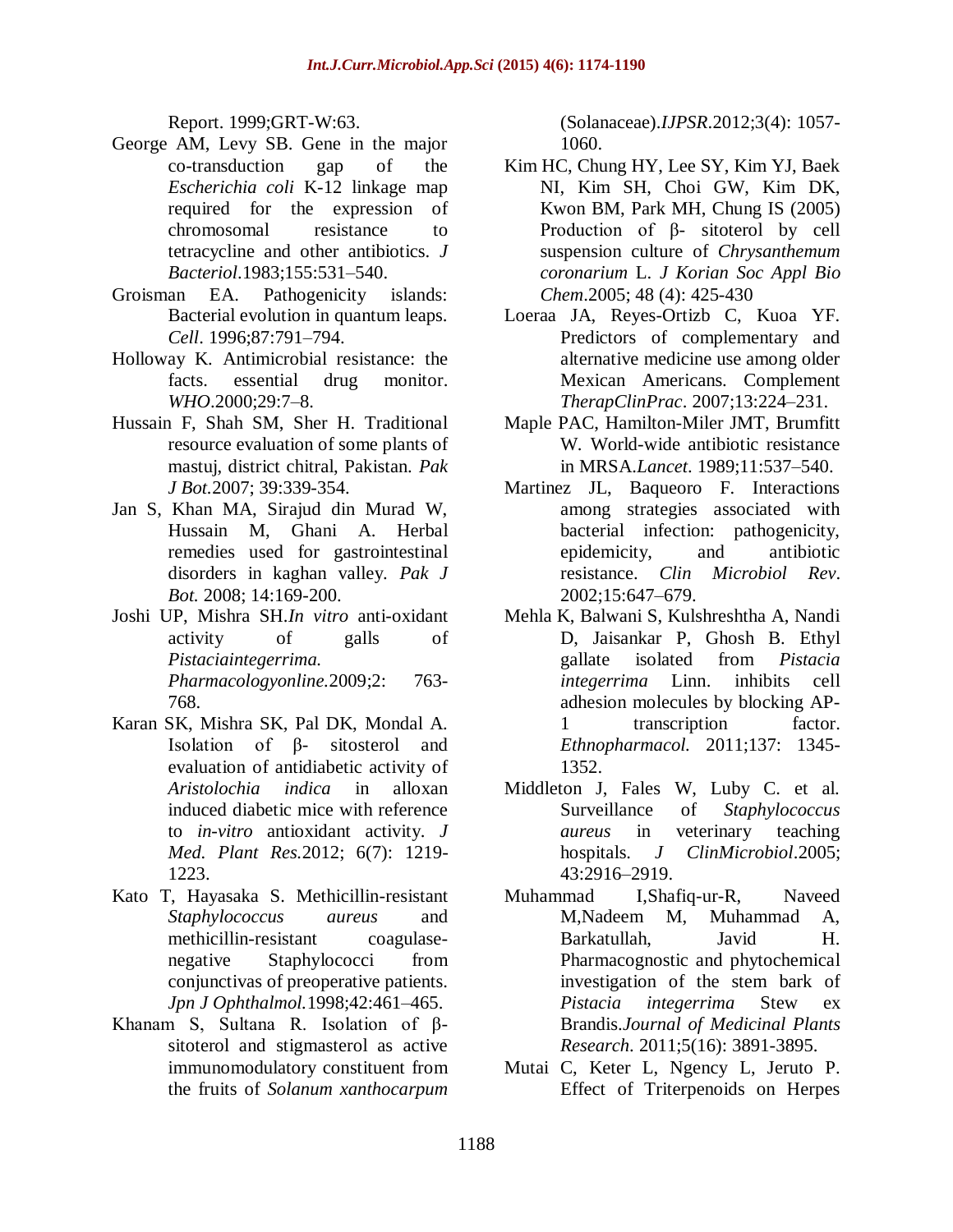Report. 1999;GRT-W:63.

George AM, Levy SB. Gene in the major co-transduction gap of the *Escherichia coli* K-12 linkage map required for the expression of chromosomal resistance to tetracycline and other antibiotics. *J Bacteriol*.1983;155:531–540.

Groisman EA. Pathogenicity islands: Bacterial evolution in quantum leaps. *Cell*. 1996;87:791–794.

Holloway K. Antimicrobial resistance: the facts. essential drug monitor. *WHO*.2000;29:7–8.

Hussain F, Shah SM, Sher H. Traditional resource evaluation of some plants of mastuj, district chitral, Pakistan. *Pak J Bot.*2007; 39:339-354.

Jan S, Khan MA, Sirajud din Murad W, Hussain M, Ghani A. Herbal remedies used for gastrointestinal disorders in kaghan valley. *Pak J Bot.* 2008; 14:169-200.

Joshi UP, Mishra SH.*In vitro* anti-oxidant activity of galls of *Pistaciaintegerrima. Pharmacologyonline.*2009;2: 763-768.

Karan SK, Mishra SK, Pal DK, Mondal A. Isolation of β- sitosterol and evaluation of antidiabetic activity of *Aristolochia indica* in alloxan induced diabetic mice with reference to *in-vitro* antioxidant activity. *J Med. Plant Res.*2012; 6(7): 1219-1223.

Kato T, Hayasaka S. Methicillin-resistant *Staphylococcus aureus* and methicillin-resistant coagulase-negative Staphylococci from conjunctivas of preoperative patients. *Jpn J Ophthalmol.*1998;42:461–465.

Khanam S, Sultana R. Isolation of β-sitoterol and stigmasterol as active immunomodulatory constituent from the fruits of *Solanum xanthocarpum* (Solanaceae).*IJPSR*.2012;3(4): 1057-1060.

Kim HC, Chung HY, Lee SY, Kim YJ, Baek NI, Kim SH, Choi GW, Kim DK, Kwon BM, Park MH, Chung IS (2005) Production of β- sitoterol by cell suspension culture of *Chrysanthemum coronarium* L. *J Korian Soc Appl Bio Chem*.2005; 48 (4): 425-430

Loeraa JA, Reyes-Ortizb C, Kuoa YF. Predictors of complementary and alternative medicine use among older Mexican Americans. Complement *TherapClinPrac*. 2007;13:224–231.

Maple PAC, Hamilton-Miler JMT, Brumfitt W. World-wide antibiotic resistance in MRSA.*Lancet*. 1989;11:537–540.

Martinez JL, Baqueoro F. Interactions among strategies associated with bacterial infection: pathogenicity, epidemicity, and antibiotic resistance. *Clin Microbiol Rev*. 2002;15:647–679.

Mehla K, Balwani S, Kulshreshtha A, Nandi D, Jaisankar P, Ghosh B. Ethyl gallate isolated from *Pistacia integerrima* Linn. inhibits cell adhesion molecules by blocking AP-1 transcription factor. *Ethnopharmacol.* 2011;137: 1345-1352.

Middleton J, Fales W, Luby C. et al. Surveillance of *Staphylococcus aureus* in veterinary teaching hospitals. *J ClinMicrobiol*.2005; 43:2916–2919.

Muhammad I,Shafiq-ur-R, Naveed M,Nadeem M, Muhammad A, Barkatullah, Javid H. Pharmacognostic and phytochemical investigation of the stem bark of *Pistacia integerrima* Stew ex Brandis.*Journal of Medicinal Plants Research*. 2011;5(16): 3891-3895.

Mutai C, Keter L, Ngency L, Jeruto P. Effect of Triterpenoids on Herpes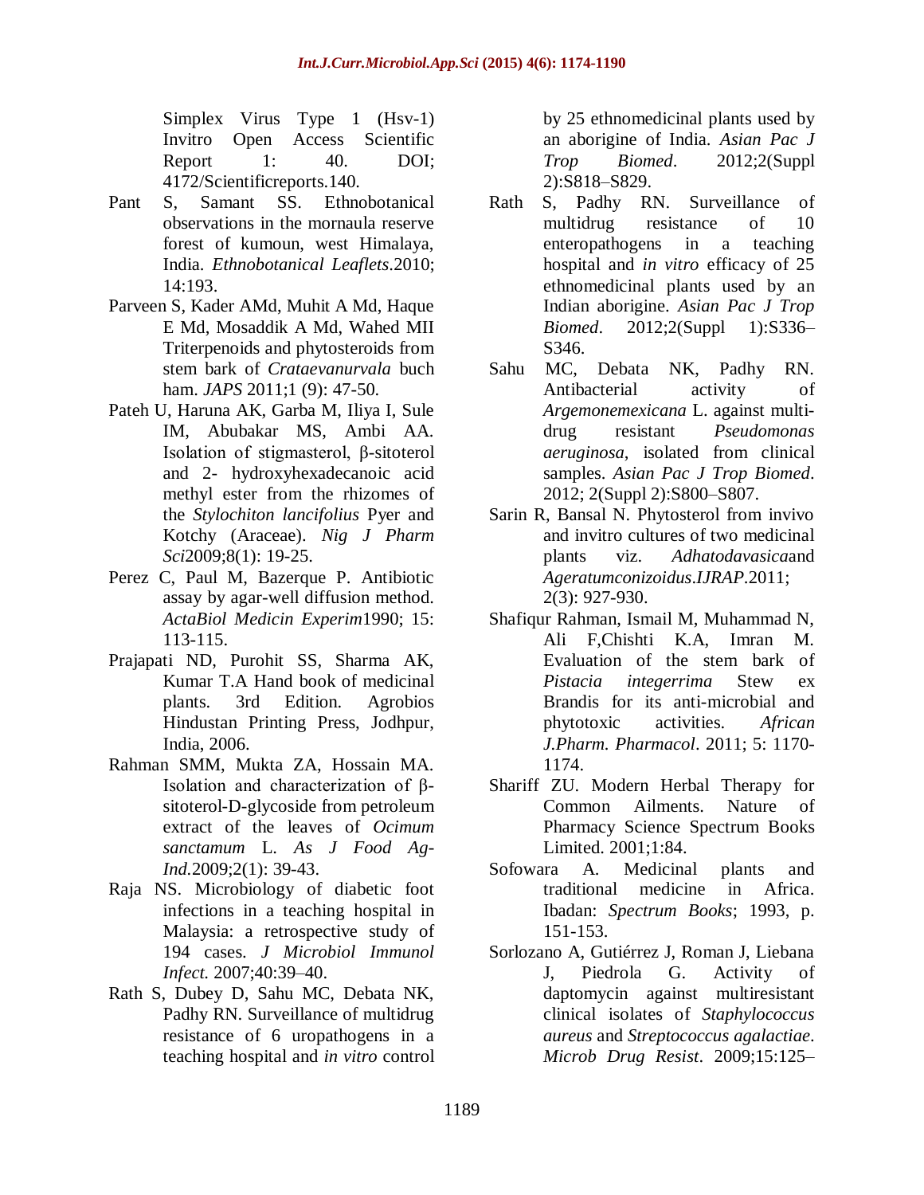Simplex Virus Type 1 (Hsv-1) Invitro Open Access Scientific Report 1: 40. DOI; 4172/Scientificreports.140.

Pant S, Samant SS. Ethnobotanical observations in the mornaula reserve forest of kumoun, west Himalaya, India. *Ethnobotanical Leaflets*.2010; 14:193.

Parveen S, Kader AMd, Muhit A Md, Haque E Md, Mosaddik A Md, Wahed MII Triterpenoids and phytosteroids from stem bark of *Crataevanurvala* buch ham. *JAPS* 2011;1 (9): 47-50.

Pateh U, Haruna AK, Garba M, Iliya I, Sule IM, Abubakar MS, Ambi AA. Isolation of stigmasterol, β-sitoterol and 2- hydroxyhexadecanoic acid methyl ester from the rhizomes of the *Stylochiton lancifolius* Pyer and Kotchy (Araceae). *Nig J Pharm Sci*2009;8(1): 19-25.

Perez C, Paul M, Bazerque P. Antibiotic assay by agar-well diffusion method. *ActaBiol Medicin Experim*1990; 15: 113-115.

Prajapati ND, Purohit SS, Sharma AK, Kumar T.A Hand book of medicinal plants. 3rd Edition. Agrobios Hindustan Printing Press, Jodhpur, India, 2006.

Rahman SMM, Mukta ZA, Hossain MA. Isolation and characterization of β-sitoterol-D-glycoside from petroleum extract of the leaves of *Ocimum sanctamum* L. *As J Food Ag-Ind.*2009;2(1): 39-43.

Raja NS. Microbiology of diabetic foot infections in a teaching hospital in Malaysia: a retrospective study of 194 cases. *J Microbiol Immunol Infect.* 2007;40:39–40.

Rath S, Dubey D, Sahu MC, Debata NK, Padhy RN. Surveillance of multidrug resistance of 6 uropathogens in a teaching hospital and *in vitro* control by 25 ethnomedicinal plants used by an aborigine of India. *Asian Pac J Trop Biomed*. 2012;2(Suppl 2):S818–S829.

Rath S, Padhy RN. Surveillance of multidrug resistance of 10 enteropathogens in a teaching hospital and *in vitro* efficacy of 25 ethnomedicinal plants used by an Indian aborigine. *Asian Pac J Trop Biomed*. 2012;2(Suppl 1):S336–S346.

Sahu MC, Debata NK, Padhy RN. Antibacterial activity of *Argemonemexicana* L. against multi-drug resistant *Pseudomonas aeruginosa*, isolated from clinical samples. *Asian Pac J Trop Biomed*. 2012; 2(Suppl 2):S800–S807.

Sarin R, Bansal N. Phytosterol from invivo and invitro cultures of two medicinal plants viz. *Adhatodavasica*and *Ageratumconizoidus*.*IJRAP*.2011; 2(3): 927-930.

Shafiqur Rahman, Ismail M, Muhammad N, Ali F,Chishti K.A, Imran M. Evaluation of the stem bark of *Pistacia integerrima* Stew ex Brandis for its anti-microbial and phytotoxic activities. *African J.Pharm. Pharmacol*. 2011; 5: 1170-1174.

Shariff ZU. Modern Herbal Therapy for Common Ailments. Nature of Pharmacy Science Spectrum Books Limited. 2001;1:84.

Sofowara A. Medicinal plants and traditional medicine in Africa. Ibadan: *Spectrum Books*; 1993, p. 151-153.

Sorlozano A, Gutiérrez J, Roman J, Liebana J, Piedrola G. Activity of daptomycin against multiresistant clinical isolates of *Staphylococcus aureus* and *Streptococcus agalactiae*. *Microb Drug Resist*. 2009;15:125–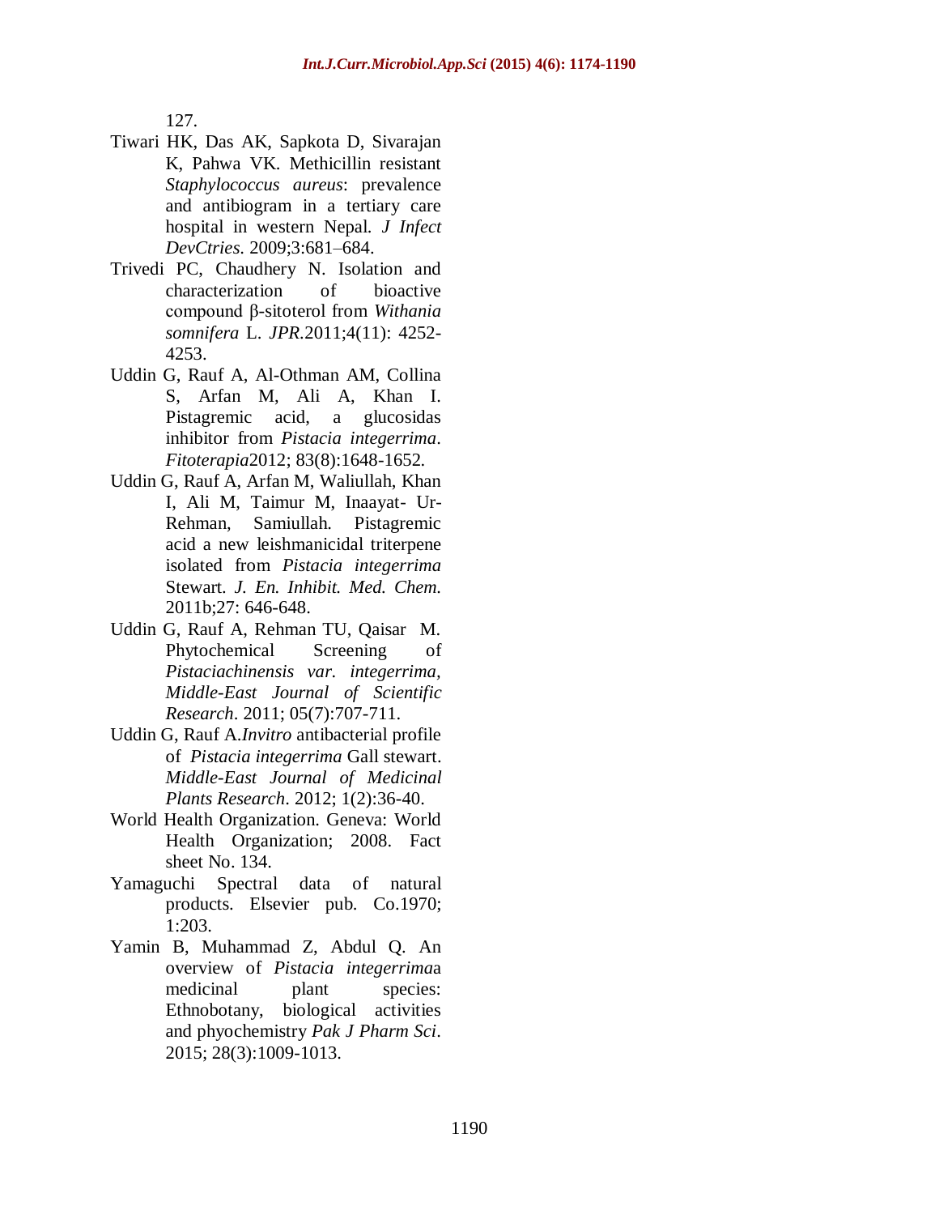127.

Tiwari HK, Das AK, Sapkota D, Sivarajan K, Pahwa VK. Methicillin resistant *Staphylococcus aureus*: prevalence and antibiogram in a tertiary care hospital in western Nepal. *J Infect DevCtries*. 2009;3:681–684.

Trivedi PC, Chaudhery N. Isolation and characterization of bioactive compound β-sitoterol from *Withania somnifera* L. *JPR*.2011;4(11): 4252-4253.

Uddin G, Rauf A, Al-Othman AM, Collina S, Arfan M, Ali A, Khan I. Pistagremic acid, a glucosidas inhibitor from *Pistacia integerrima*. *Fitoterapia*2012; 83(8):1648-1652.

Uddin G, Rauf A, Arfan M, Waliullah, Khan I, Ali M, Taimur M, Inaayat- Ur-Rehman, Samiullah. Pistagremic acid a new leishmanicidal triterpene isolated from *Pistacia integerrima* Stewart. *J. En. Inhibit. Med. Chem.* 2011b;27: 646-648.

Uddin G, Rauf A, Rehman TU, Qaisar M. Phytochemical Screening of *Pistaciachinensis var. integerrima, Middle-East Journal of Scientific Research*. 2011; 05(7):707-711.

Uddin G, Rauf A.*Invitro* antibacterial profile of *Pistacia integerrima* Gall stewart. *Middle-East Journal of Medicinal Plants Research*. 2012; 1(2):36-40.

World Health Organization. Geneva: World Health Organization; 2008. Fact sheet No. 134.

Yamaguchi Spectral data of natural products. Elsevier pub. Co.1970; 1:203.

Yamin B, Muhammad Z, Abdul Q. An overview of *Pistacia integerrima*a medicinal plant species: Ethnobotany, biological activities and phyochemistry *Pak J Pharm Sci*. 2015; 28(3):1009-1013.